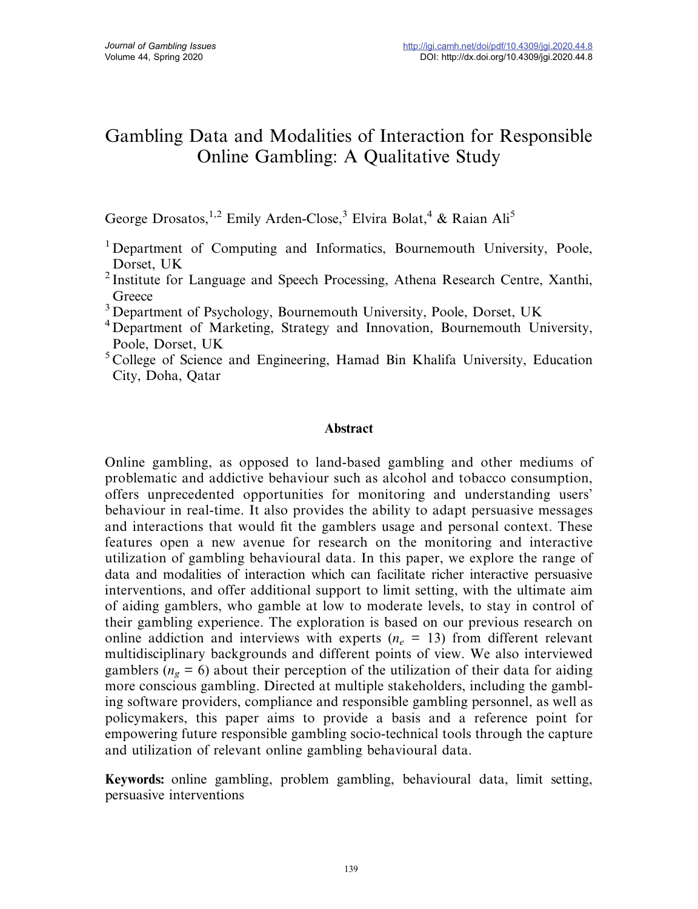# Gambling Data and Modalities of Interaction for Responsible Online Gambling: A Qualitative Study

George Drosatos,[1,2] Emily Arden-Close,[3] Elvira Bolat,[4] & Raian Ali[5]

[1] Department of Computing and Informatics, Bournemouth University, Poole, Dorset, UK

[2] Institute for Language and Speech Processing, Athena Research Centre, Xanthi, Greece

[3] Department of Psychology, Bournemouth University, Poole, Dorset, UK

[4] Department of Marketing, Strategy and Innovation, Bournemouth University, Poole, Dorset, UK

[5] College of Science and Engineering, Hamad Bin Khalifa University, Education City, Doha, Qatar

## Abstract

Online gambling, as opposed to land-based gambling and other mediums of problematic and addictive behaviour such as alcohol and tobacco consumption, offers unprecedented opportunities for monitoring and understanding users' behaviour in real-time. It also provides the ability to adapt persuasive messages and interactions that would fit the gamblers usage and personal context. These features open a new avenue for research on the monitoring and interactive utilization of gambling behavioural data. In this paper, we explore the range of data and modalities of interaction which can facilitate richer interactive persuasive interventions, and offer additional support to limit setting, with the ultimate aim of aiding gamblers, who gamble at low to moderate levels, to stay in control of their gambling experience. The exploration is based on our previous research on online addiction and interviews with experts ($n_e$ = 13) from different relevant multidisciplinary backgrounds and different points of view. We also interviewed gamblers ($n_g$ = 6) about their perception of the utilization of their data for aiding more conscious gambling. Directed at multiple stakeholders, including the gambling software providers, compliance and responsible gambling personnel, as well as policymakers, this paper aims to provide a basis and a reference point for empowering future responsible gambling socio-technical tools through the capture and utilization of relevant online gambling behavioural data.

**Keywords:** online gambling, problem gambling, behavioural data, limit setting, persuasive interventions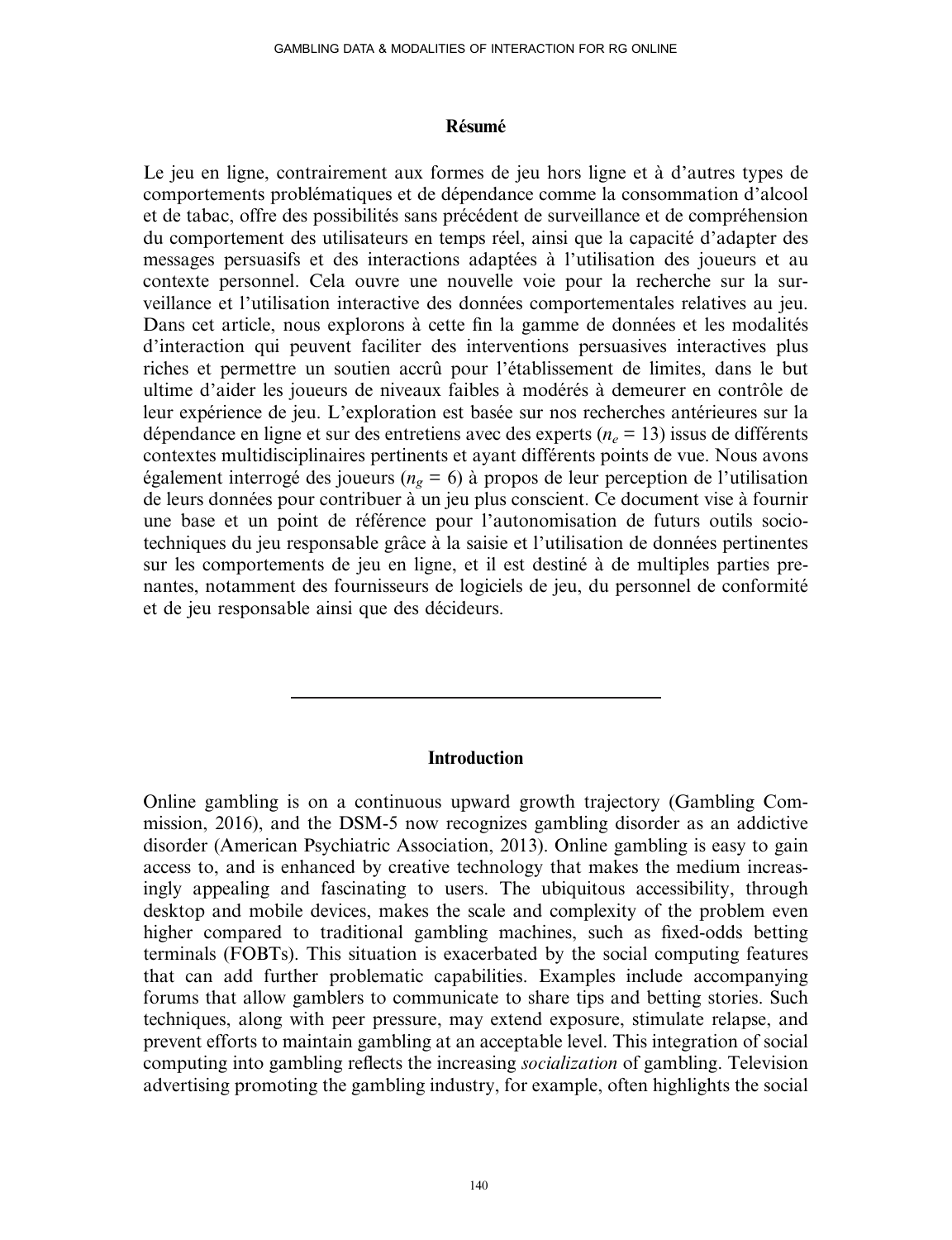## Résumé

Le jeu en ligne, contrairement aux formes de jeu hors ligne et à d'autres types de comportements problématiques et de dépendance comme la consommation d'alcool et de tabac, offre des possibilités sans précédent de surveillance et de compréhension du comportement des utilisateurs en temps réel, ainsi que la capacité d'adapter des messages persuasifs et des interactions adaptées à l'utilisation des joueurs et au contexte personnel. Cela ouvre une nouvelle voie pour la recherche sur la surveillance et l'utilisation interactive des données comportementales relatives au jeu. Dans cet article, nous explorons à cette fin la gamme de données et les modalités d'interaction qui peuvent faciliter des interventions persuasives interactives plus riches et permettre un soutien accrû pour l'établissement de limites, dans le but ultime d'aider les joueurs de niveaux faibles à modérés à demeurer en contrôle de leur expérience de jeu. L'exploration est basée sur nos recherches antérieures sur la dépendance en ligne et sur des entretiens avec des experts ($n_e$ = 13) issus de différents contextes multidisciplinaires pertinents et ayant différents points de vue. Nous avons également interrogé des joueurs ($n_g$ = 6) à propos de leur perception de l'utilisation de leurs données pour contribuer à un jeu plus conscient. Ce document vise à fournir une base et un point de référence pour l'autonomisation de futurs outils socio-techniques du jeu responsable grâce à la saisie et l'utilisation de données pertinentes sur les comportements de jeu en ligne, et il est destiné à de multiples parties prenantes, notamment des fournisseurs de logiciels de jeu, du personnel de conformité et de jeu responsable ainsi que des décideurs.

---

## Introduction

Online gambling is on a continuous upward growth trajectory (Gambling Commission, 2016), and the DSM-5 now recognizes gambling disorder as an addictive disorder (American Psychiatric Association, 2013). Online gambling is easy to gain access to, and is enhanced by creative technology that makes the medium increasingly appealing and fascinating to users. The ubiquitous accessibility, through desktop and mobile devices, makes the scale and complexity of the problem even higher compared to traditional gambling machines, such as fixed-odds betting terminals (FOBTs). This situation is exacerbated by the social computing features that can add further problematic capabilities. Examples include accompanying forums that allow gamblers to communicate to share tips and betting stories. Such techniques, along with peer pressure, may extend exposure, stimulate relapse, and prevent efforts to maintain gambling at an acceptable level. This integration of social computing into gambling reflects the increasing *socialization* of gambling. Television advertising promoting the gambling industry, for example, often highlights the social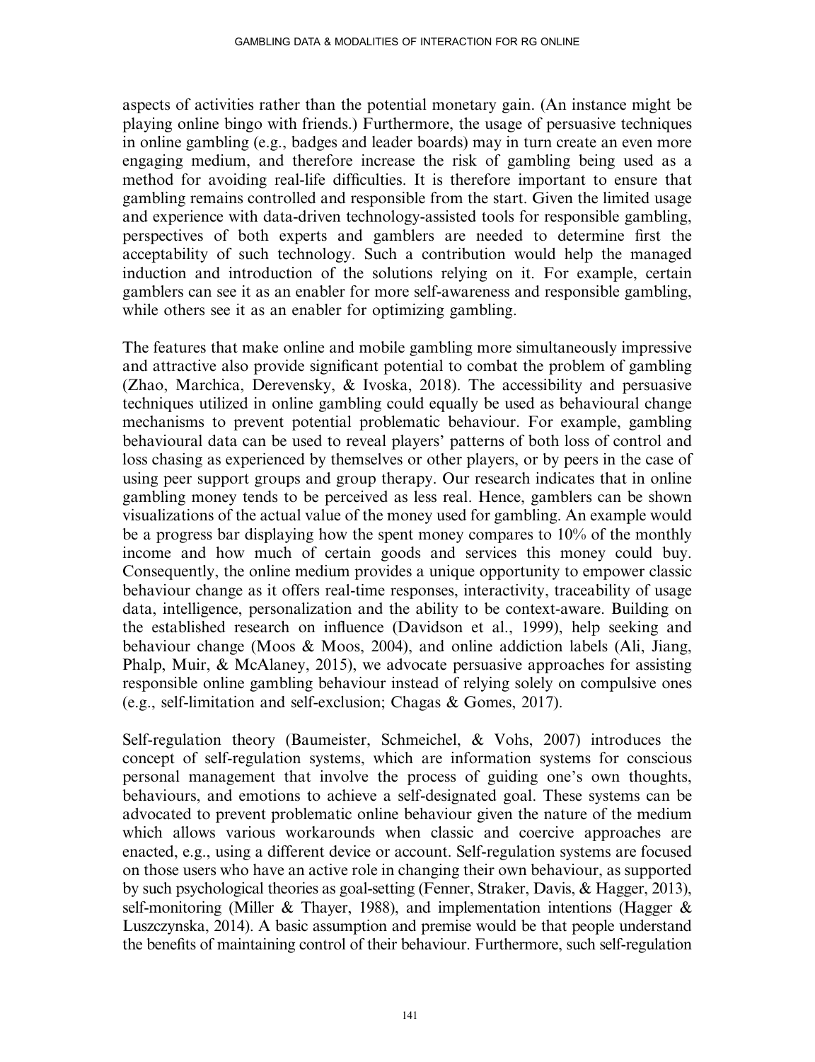aspects of activities rather than the potential monetary gain. (An instance might be playing online bingo with friends.) Furthermore, the usage of persuasive techniques in online gambling (e.g., badges and leader boards) may in turn create an even more engaging medium, and therefore increase the risk of gambling being used as a method for avoiding real-life difficulties. It is therefore important to ensure that gambling remains controlled and responsible from the start. Given the limited usage and experience with data-driven technology-assisted tools for responsible gambling, perspectives of both experts and gamblers are needed to determine first the acceptability of such technology. Such a contribution would help the managed induction and introduction of the solutions relying on it. For example, certain gamblers can see it as an enabler for more self-awareness and responsible gambling, while others see it as an enabler for optimizing gambling.

The features that make online and mobile gambling more simultaneously impressive and attractive also provide significant potential to combat the problem of gambling (Zhao, Marchica, Derevensky, & Ivoska, 2018). The accessibility and persuasive techniques utilized in online gambling could equally be used as behavioural change mechanisms to prevent potential problematic behaviour. For example, gambling behavioural data can be used to reveal players' patterns of both loss of control and loss chasing as experienced by themselves or other players, or by peers in the case of using peer support groups and group therapy. Our research indicates that in online gambling money tends to be perceived as less real. Hence, gamblers can be shown visualizations of the actual value of the money used for gambling. An example would be a progress bar displaying how the spent money compares to 10% of the monthly income and how much of certain goods and services this money could buy. Consequently, the online medium provides a unique opportunity to empower classic behaviour change as it offers real-time responses, interactivity, traceability of usage data, intelligence, personalization and the ability to be context-aware. Building on the established research on influence (Davidson et al., 1999), help seeking and behaviour change (Moos & Moos, 2004), and online addiction labels (Ali, Jiang, Phalp, Muir, & McAlaney, 2015), we advocate persuasive approaches for assisting responsible online gambling behaviour instead of relying solely on compulsive ones (e.g., self-limitation and self-exclusion; Chagas & Gomes, 2017).

Self-regulation theory (Baumeister, Schmeichel, & Vohs, 2007) introduces the concept of self-regulation systems, which are information systems for conscious personal management that involve the process of guiding one's own thoughts, behaviours, and emotions to achieve a self-designated goal. These systems can be advocated to prevent problematic online behaviour given the nature of the medium which allows various workarounds when classic and coercive approaches are enacted, e.g., using a different device or account. Self-regulation systems are focused on those users who have an active role in changing their own behaviour, as supported by such psychological theories as goal-setting (Fenner, Straker, Davis, & Hagger, 2013), self-monitoring (Miller & Thayer, 1988), and implementation intentions (Hagger & Luszczynska, 2014). A basic assumption and premise would be that people understand the benefits of maintaining control of their behaviour. Furthermore, such self-regulation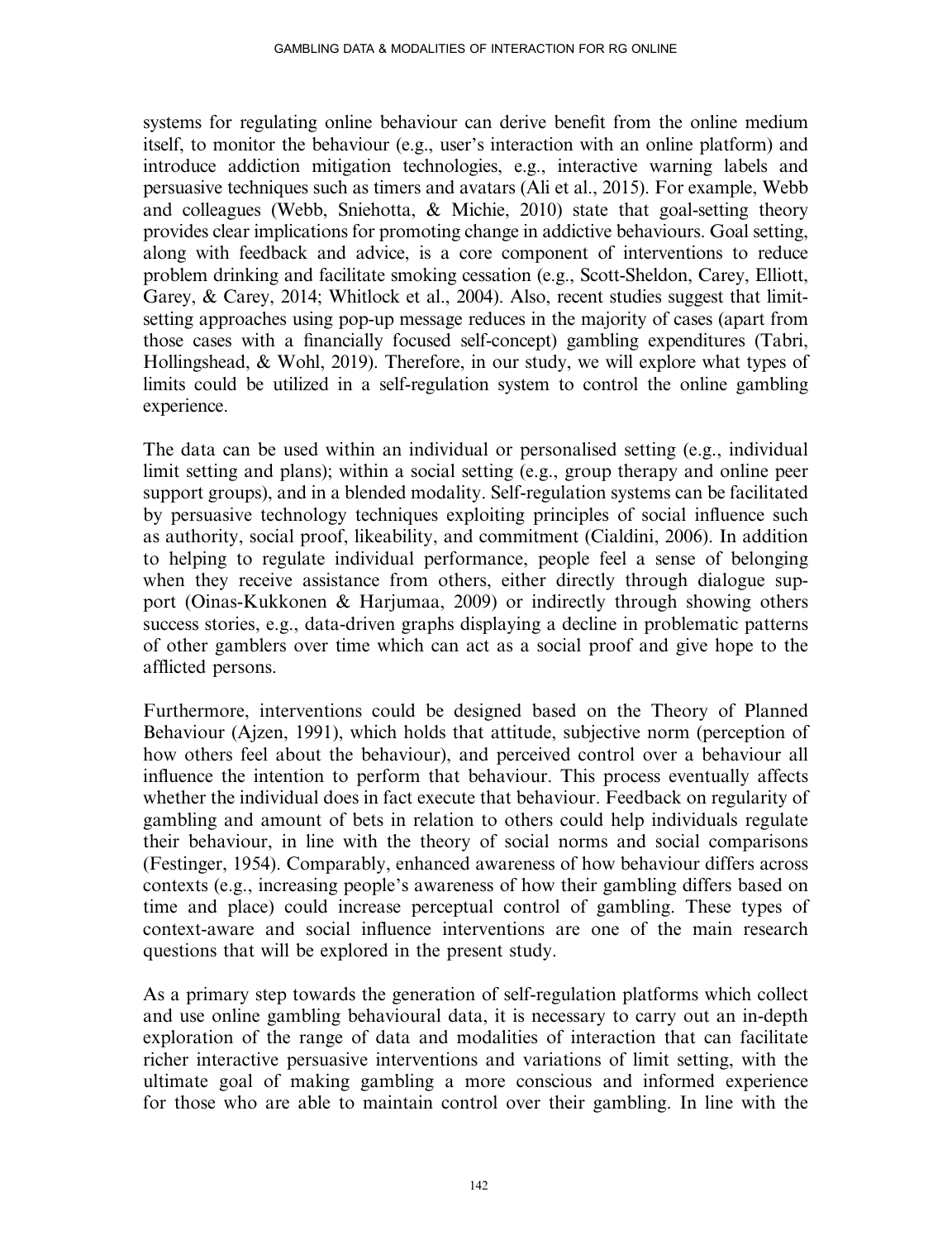systems for regulating online behaviour can derive benefit from the online medium itself, to monitor the behaviour (e.g., user's interaction with an online platform) and introduce addiction mitigation technologies, e.g., interactive warning labels and persuasive techniques such as timers and avatars (Ali et al., 2015). For example, Webb and colleagues (Webb, Sniehotta, & Michie, 2010) state that goal-setting theory provides clear implications for promoting change in addictive behaviours. Goal setting, along with feedback and advice, is a core component of interventions to reduce problem drinking and facilitate smoking cessation (e.g., Scott-Sheldon, Carey, Elliott, Garey, & Carey, 2014; Whitlock et al., 2004). Also, recent studies suggest that limit-setting approaches using pop-up message reduces in the majority of cases (apart from those cases with a financially focused self-concept) gambling expenditures (Tabri, Hollingshead, & Wohl, 2019). Therefore, in our study, we will explore what types of limits could be utilized in a self-regulation system to control the online gambling experience.

The data can be used within an individual or personalised setting (e.g., individual limit setting and plans); within a social setting (e.g., group therapy and online peer support groups), and in a blended modality. Self-regulation systems can be facilitated by persuasive technology techniques exploiting principles of social influence such as authority, social proof, likeability, and commitment (Cialdini, 2006). In addition to helping to regulate individual performance, people feel a sense of belonging when they receive assistance from others, either directly through dialogue support (Oinas-Kukkonen & Harjumaa, 2009) or indirectly through showing others success stories, e.g., data-driven graphs displaying a decline in problematic patterns of other gamblers over time which can act as a social proof and give hope to the afflicted persons.

Furthermore, interventions could be designed based on the Theory of Planned Behaviour (Ajzen, 1991), which holds that attitude, subjective norm (perception of how others feel about the behaviour), and perceived control over a behaviour all influence the intention to perform that behaviour. This process eventually affects whether the individual does in fact execute that behaviour. Feedback on regularity of gambling and amount of bets in relation to others could help individuals regulate their behaviour, in line with the theory of social norms and social comparisons (Festinger, 1954). Comparably, enhanced awareness of how behaviour differs across contexts (e.g., increasing people's awareness of how their gambling differs based on time and place) could increase perceptual control of gambling. These types of context-aware and social influence interventions are one of the main research questions that will be explored in the present study.

As a primary step towards the generation of self-regulation platforms which collect and use online gambling behavioural data, it is necessary to carry out an in-depth exploration of the range of data and modalities of interaction that can facilitate richer interactive persuasive interventions and variations of limit setting, with the ultimate goal of making gambling a more conscious and informed experience for those who are able to maintain control over their gambling. In line with the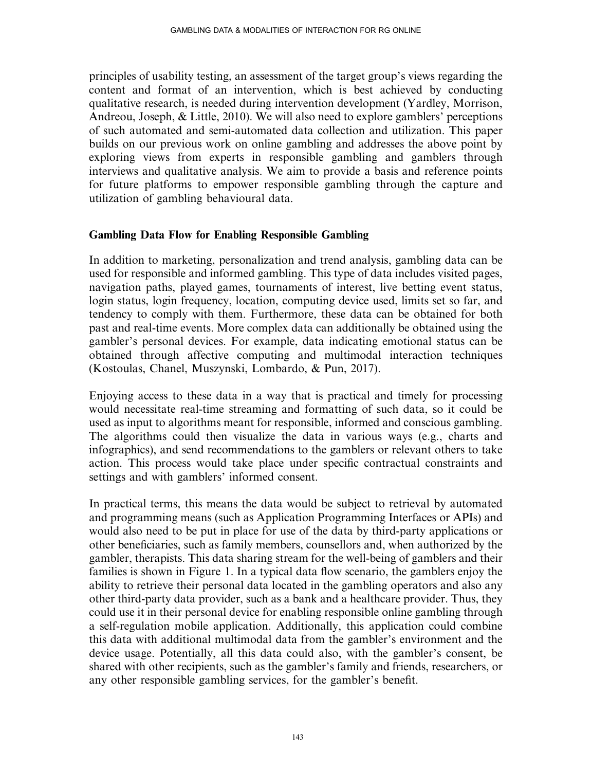principles of usability testing, an assessment of the target group's views regarding the content and format of an intervention, which is best achieved by conducting qualitative research, is needed during intervention development (Yardley, Morrison, Andreou, Joseph, & Little, 2010). We will also need to explore gamblers' perceptions of such automated and semi-automated data collection and utilization. This paper builds on our previous work on online gambling and addresses the above point by exploring views from experts in responsible gambling and gamblers through interviews and qualitative analysis. We aim to provide a basis and reference points for future platforms to empower responsible gambling through the capture and utilization of gambling behavioural data.

## Gambling Data Flow for Enabling Responsible Gambling

In addition to marketing, personalization and trend analysis, gambling data can be used for responsible and informed gambling. This type of data includes visited pages, navigation paths, played games, tournaments of interest, live betting event status, login status, login frequency, location, computing device used, limits set so far, and tendency to comply with them. Furthermore, these data can be obtained for both past and real-time events. More complex data can additionally be obtained using the gambler's personal devices. For example, data indicating emotional status can be obtained through affective computing and multimodal interaction techniques (Kostoulas, Chanel, Muszynski, Lombardo, & Pun, 2017).

Enjoying access to these data in a way that is practical and timely for processing would necessitate real-time streaming and formatting of such data, so it could be used as input to algorithms meant for responsible, informed and conscious gambling. The algorithms could then visualize the data in various ways (e.g., charts and infographics), and send recommendations to the gamblers or relevant others to take action. This process would take place under specific contractual constraints and settings and with gamblers' informed consent.

In practical terms, this means the data would be subject to retrieval by automated and programming means (such as Application Programming Interfaces or APIs) and would also need to be put in place for use of the data by third-party applications or other beneficiaries, such as family members, counsellors and, when authorized by the gambler, therapists. This data sharing stream for the well-being of gamblers and their families is shown in Figure 1. In a typical data flow scenario, the gamblers enjoy the ability to retrieve their personal data located in the gambling operators and also any other third-party data provider, such as a bank and a healthcare provider. Thus, they could use it in their personal device for enabling responsible online gambling through a self-regulation mobile application. Additionally, this application could combine this data with additional multimodal data from the gambler's environment and the device usage. Potentially, all this data could also, with the gambler's consent, be shared with other recipients, such as the gambler's family and friends, researchers, or any other responsible gambling services, for the gambler's benefit.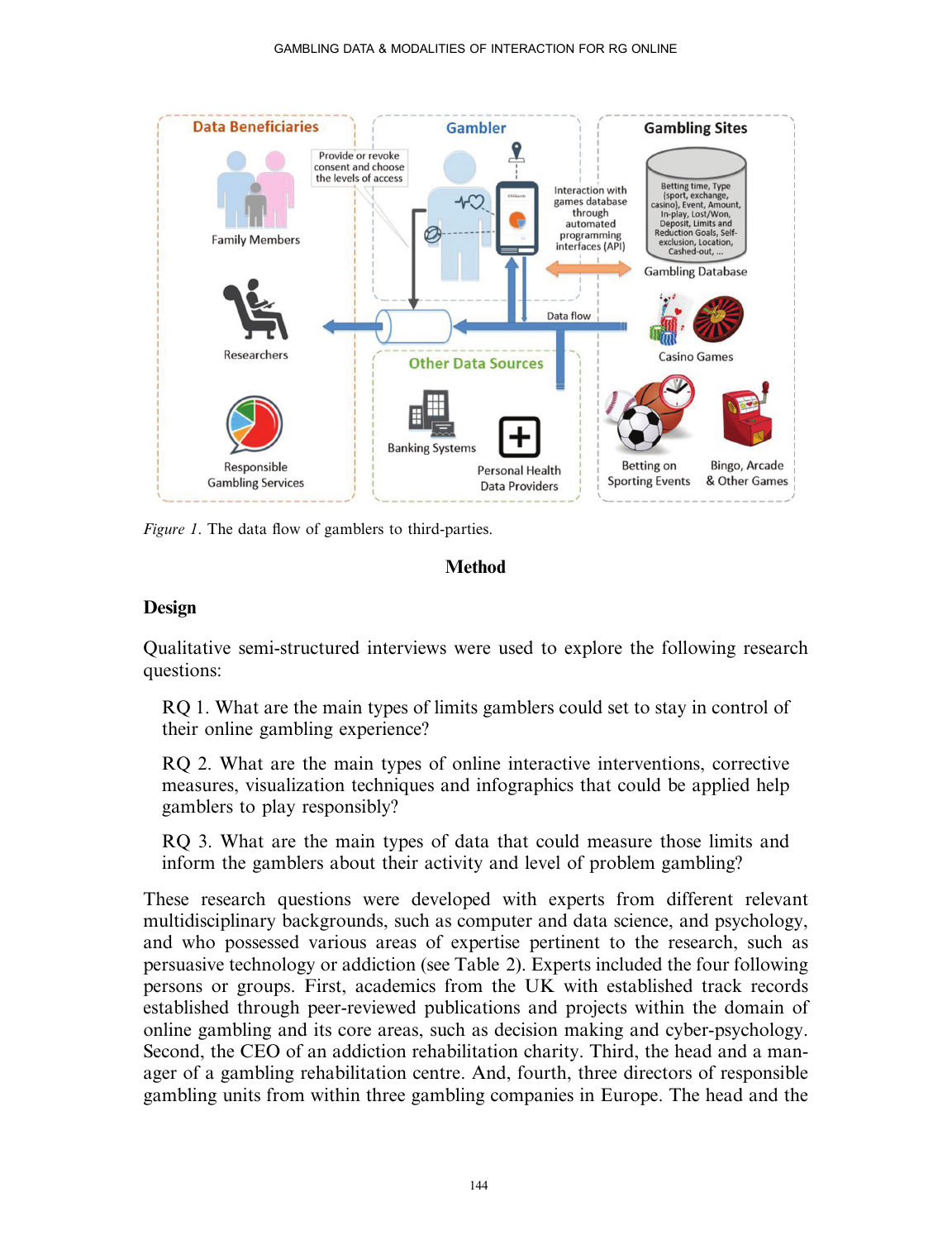Figure 1. The data flow of gamblers to third-parties.

## Method

### Design

Qualitative semi-structured interviews were used to explore the following research questions:

> RQ 1. What are the main types of limits gamblers could set to stay in control of their online gambling experience?
>
> RQ 2. What are the main types of online interactive interventions, corrective measures, visualization techniques and infographics that could be applied help gamblers to play responsibly?
>
> RQ 3. What are the main types of data that could measure those limits and inform the gamblers about their activity and level of problem gambling?

These research questions were developed with experts from different relevant multidisciplinary backgrounds, such as computer and data science, and psychology, and who possessed various areas of expertise pertinent to the research, such as persuasive technology or addiction (see Table 2). Experts included the four following persons or groups. First, academics from the UK with established track records established through peer-reviewed publications and projects within the domain of online gambling and its core areas, such as decision making and cyber-psychology. Second, the CEO of an addiction rehabilitation charity. Third, the head and a manager of a gambling rehabilitation centre. And, fourth, three directors of responsible gambling units from within three gambling companies in Europe. The head and the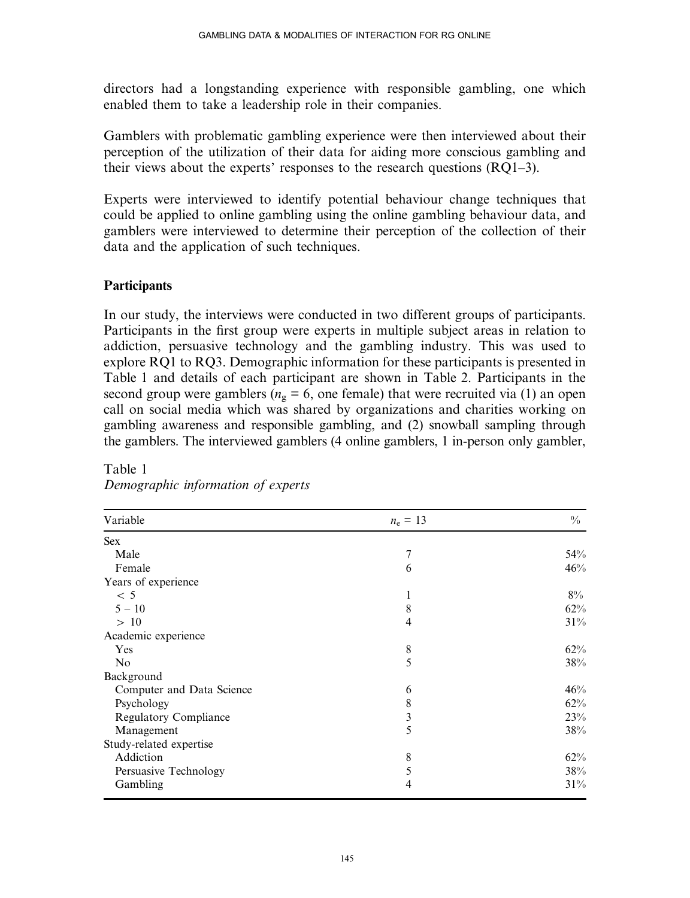directors had a longstanding experience with responsible gambling, one which enabled them to take a leadership role in their companies.

Gamblers with problematic gambling experience were then interviewed about their perception of the utilization of their data for aiding more conscious gambling and their views about the experts' responses to the research questions (RQ1–3).

Experts were interviewed to identify potential behaviour change techniques that could be applied to online gambling using the online gambling behaviour data, and gamblers were interviewed to determine their perception of the collection of their data and the application of such techniques.

## Participants

In our study, the interviews were conducted in two different groups of participants. Participants in the first group were experts in multiple subject areas in relation to addiction, persuasive technology and the gambling industry. This was used to explore RQ1 to RQ3. Demographic information for these participants is presented in Table 1 and details of each participant are shown in Table 2. Participants in the second group were gamblers ($n_g$ = 6, one female) that were recruited via (1) an open call on social media which was shared by organizations and charities working on gambling awareness and responsible gambling, and (2) snowball sampling through the gamblers. The interviewed gamblers (4 online gamblers, 1 in-person only gambler,

Table 1
*Demographic information of experts*

| Variable | $n_e$ = 13 | % |
|---|---|---|
| Sex | | |
| Male | 7 | 54% |
| Female | 6 | 46% |
| Years of experience | | |
| < 5 | 1 | 8% |
| 5 – 10 | 8 | 62% |
| > 10 | 4 | 31% |
| Academic experience | | |
| Yes | 8 | 62% |
| No | 5 | 38% |
| Background | | |
| Computer and Data Science | 6 | 46% |
| Psychology | 8 | 62% |
| Regulatory Compliance | 3 | 23% |
| Management | 5 | 38% |
| Study-related expertise | | |
| Addiction | 8 | 62% |
| Persuasive Technology | 5 | 38% |
| Gambling | 4 | 31% |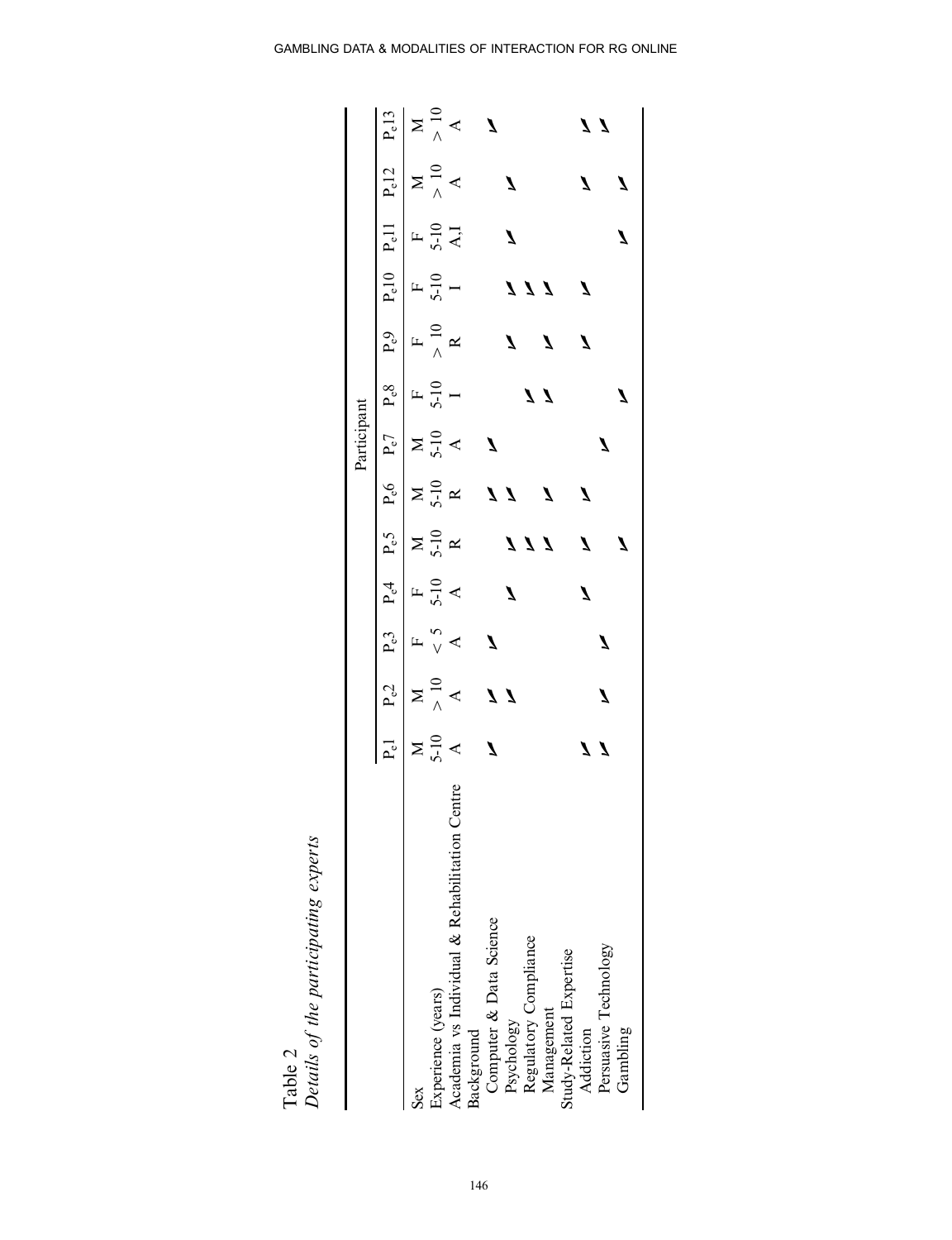Table 2
*Details of the participating experts*

| | Participant | | | | | | | | | | | | |
|---|---|---|---|---|---|---|---|---|---|---|---|---|---|
| | $P_e1$ | $P_e2$ | $P_e3$ | $P_e4$ | $P_e5$ | $P_e6$ | $P_e7$ | $P_e8$ | $P_e9$ | $P_e10$ | $P_e11$ | $P_e12$ | $P_e13$ |
| Sex | M | M | F | F | M | M | M | F | F | F | F | M | M |
| Experience (years) | 5-10 | > 10 | < 5 | 5-10 | 5-10 | 5-10 | 5-10 | 5-10 | > 10 | 5-10 | 5-10 | > 10 | > 10 |
| Academia vs Individual & Rehabilitation Centre | A | A | A | A | R | R | A | I | R | I | A,I | A | A |
| Background | | | | | | | | | | | | | |
| Computer & Data Science | ✓ | ✓ | ✓ | | | ✓ | ✓ | | | | | | ✓ |
| Psychology | | ✓ | | ✓ | ✓ | ✓ | | | ✓ | ✓ | ✓ | ✓ | |
| Regulatory Compliance | | | | | ✓ | | | ✓ | | ✓ | | | |
| Management | | | | | ✓ | ✓ | | ✓ | ✓ | ✓ | | | |
| Study-Related Expertise | | | | | | | | | | | | | |
| Addiction | ✓ | | | ✓ | ✓ | ✓ | | | ✓ | ✓ | | ✓ | ✓ |
| Persuasive Technology | ✓ | ✓ | ✓ | | | | ✓ | | | | | | ✓ |
| Gambling | | | | | ✓ | | | ✓ | | | ✓ | ✓ | |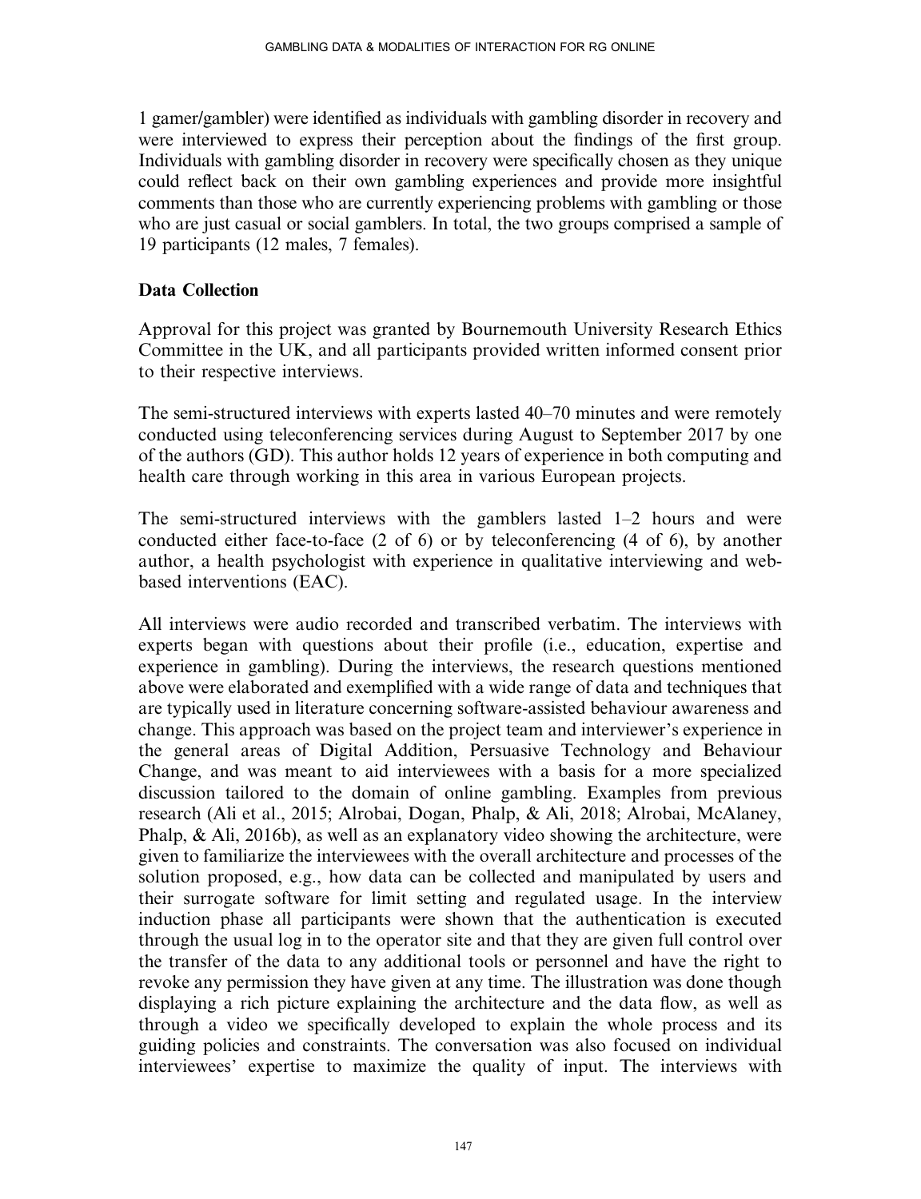1 gamer/gambler) were identified as individuals with gambling disorder in recovery and were interviewed to express their perception about the findings of the first group. Individuals with gambling disorder in recovery were specifically chosen as they unique could reflect back on their own gambling experiences and provide more insightful comments than those who are currently experiencing problems with gambling or those who are just casual or social gamblers. In total, the two groups comprised a sample of 19 participants (12 males, 7 females).

## Data Collection

Approval for this project was granted by Bournemouth University Research Ethics Committee in the UK, and all participants provided written informed consent prior to their respective interviews.

The semi-structured interviews with experts lasted 40–70 minutes and were remotely conducted using teleconferencing services during August to September 2017 by one of the authors (GD). This author holds 12 years of experience in both computing and health care through working in this area in various European projects.

The semi-structured interviews with the gamblers lasted 1–2 hours and were conducted either face-to-face (2 of 6) or by teleconferencing (4 of 6), by another author, a health psychologist with experience in qualitative interviewing and web-based interventions (EAC).

All interviews were audio recorded and transcribed verbatim. The interviews with experts began with questions about their profile (i.e., education, expertise and experience in gambling). During the interviews, the research questions mentioned above were elaborated and exemplified with a wide range of data and techniques that are typically used in literature concerning software-assisted behaviour awareness and change. This approach was based on the project team and interviewer's experience in the general areas of Digital Addition, Persuasive Technology and Behaviour Change, and was meant to aid interviewees with a basis for a more specialized discussion tailored to the domain of online gambling. Examples from previous research (Ali et al., 2015; Alrobai, Dogan, Phalp, & Ali, 2018; Alrobai, McAlaney, Phalp, & Ali, 2016b), as well as an explanatory video showing the architecture, were given to familiarize the interviewees with the overall architecture and processes of the solution proposed, e.g., how data can be collected and manipulated by users and their surrogate software for limit setting and regulated usage. In the interview induction phase all participants were shown that the authentication is executed through the usual log in to the operator site and that they are given full control over the transfer of the data to any additional tools or personnel and have the right to revoke any permission they have given at any time. The illustration was done though displaying a rich picture explaining the architecture and the data flow, as well as through a video we specifically developed to explain the whole process and its guiding policies and constraints. The conversation was also focused on individual interviewees' expertise to maximize the quality of input. The interviews with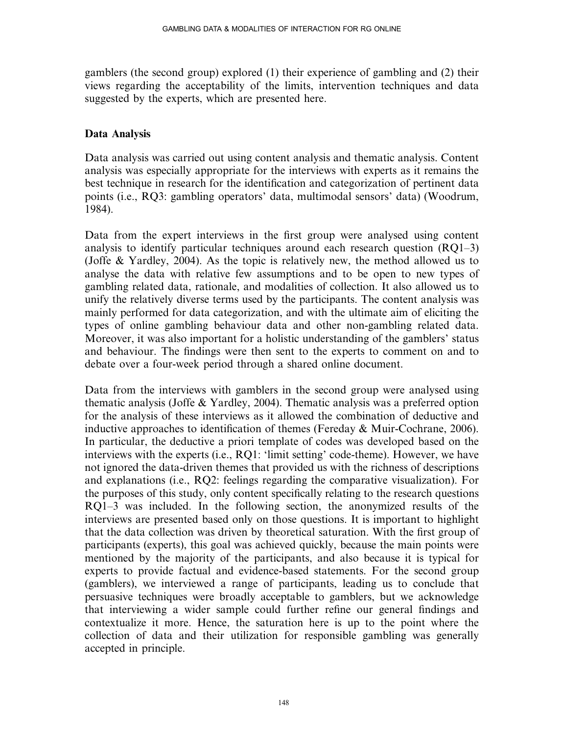gamblers (the second group) explored (1) their experience of gambling and (2) their views regarding the acceptability of the limits, intervention techniques and data suggested by the experts, which are presented here.

## Data Analysis

Data analysis was carried out using content analysis and thematic analysis. Content analysis was especially appropriate for the interviews with experts as it remains the best technique in research for the identification and categorization of pertinent data points (i.e., RQ3: gambling operators' data, multimodal sensors' data) (Woodrum, 1984).

Data from the expert interviews in the first group were analysed using content analysis to identify particular techniques around each research question (RQ1–3) (Joffe & Yardley, 2004). As the topic is relatively new, the method allowed us to analyse the data with relative few assumptions and to be open to new types of gambling related data, rationale, and modalities of collection. It also allowed us to unify the relatively diverse terms used by the participants. The content analysis was mainly performed for data categorization, and with the ultimate aim of eliciting the types of online gambling behaviour data and other non-gambling related data. Moreover, it was also important for a holistic understanding of the gamblers' status and behaviour. The findings were then sent to the experts to comment on and to debate over a four-week period through a shared online document.

Data from the interviews with gamblers in the second group were analysed using thematic analysis (Joffe & Yardley, 2004). Thematic analysis was a preferred option for the analysis of these interviews as it allowed the combination of deductive and inductive approaches to identification of themes (Fereday & Muir-Cochrane, 2006). In particular, the deductive a priori template of codes was developed based on the interviews with the experts (i.e., RQ1: 'limit setting' code-theme). However, we have not ignored the data-driven themes that provided us with the richness of descriptions and explanations (i.e., RQ2: feelings regarding the comparative visualization). For the purposes of this study, only content specifically relating to the research questions RQ1–3 was included. In the following section, the anonymized results of the interviews are presented based only on those questions. It is important to highlight that the data collection was driven by theoretical saturation. With the first group of participants (experts), this goal was achieved quickly, because the main points were mentioned by the majority of the participants, and also because it is typical for experts to provide factual and evidence-based statements. For the second group (gamblers), we interviewed a range of participants, leading us to conclude that persuasive techniques were broadly acceptable to gamblers, but we acknowledge that interviewing a wider sample could further refine our general findings and contextualize it more. Hence, the saturation here is up to the point where the collection of data and their utilization for responsible gambling was generally accepted in principle.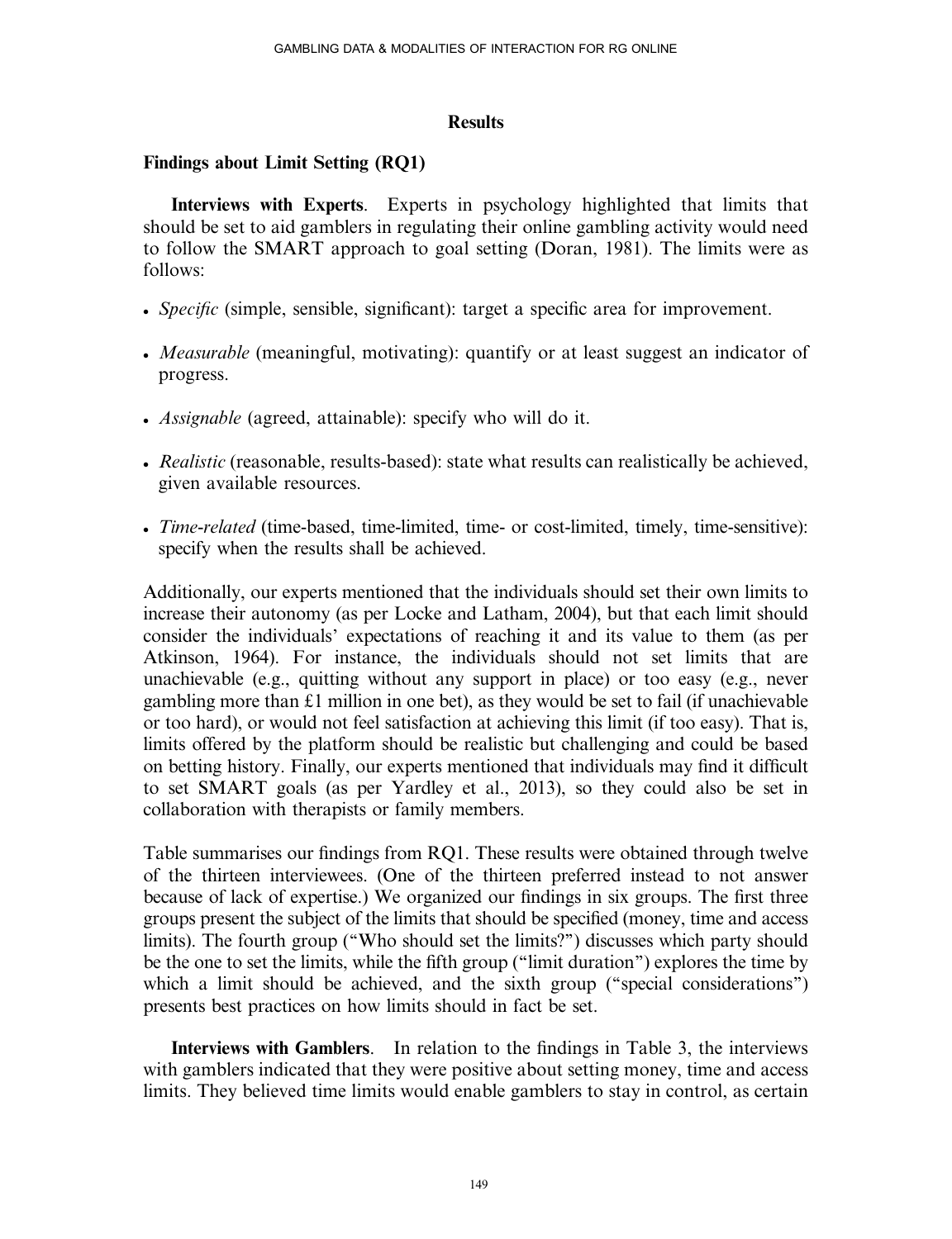## Results

### Findings about Limit Setting (RQ1)

**Interviews with Experts**. Experts in psychology highlighted that limits that should be set to aid gamblers in regulating their online gambling activity would need to follow the SMART approach to goal setting (Doran, 1981). The limits were as follows:

- *Specific* (simple, sensible, significant): target a specific area for improvement.
- *Measurable* (meaningful, motivating): quantify or at least suggest an indicator of progress.
- *Assignable* (agreed, attainable): specify who will do it.
- *Realistic* (reasonable, results-based): state what results can realistically be achieved, given available resources.
- *Time-related* (time-based, time-limited, time- or cost-limited, timely, time-sensitive): specify when the results shall be achieved.

Additionally, our experts mentioned that the individuals should set their own limits to increase their autonomy (as per Locke and Latham, 2004), but that each limit should consider the individuals' expectations of reaching it and its value to them (as per Atkinson, 1964). For instance, the individuals should not set limits that are unachievable (e.g., quitting without any support in place) or too easy (e.g., never gambling more than £1 million in one bet), as they would be set to fail (if unachievable or too hard), or would not feel satisfaction at achieving this limit (if too easy). That is, limits offered by the platform should be realistic but challenging and could be based on betting history. Finally, our experts mentioned that individuals may find it difficult to set SMART goals (as per Yardley et al., 2013), so they could also be set in collaboration with therapists or family members.

Table summarises our findings from RQ1. These results were obtained through twelve of the thirteen interviewees. (One of the thirteen preferred instead to not answer because of lack of expertise.) We organized our findings in six groups. The first three groups present the subject of the limits that should be specified (money, time and access limits). The fourth group ("Who should set the limits?") discusses which party should be the one to set the limits, while the fifth group ("limit duration") explores the time by which a limit should be achieved, and the sixth group ("special considerations") presents best practices on how limits should in fact be set.

**Interviews with Gamblers**. In relation to the findings in Table 3, the interviews with gamblers indicated that they were positive about setting money, time and access limits. They believed time limits would enable gamblers to stay in control, as certain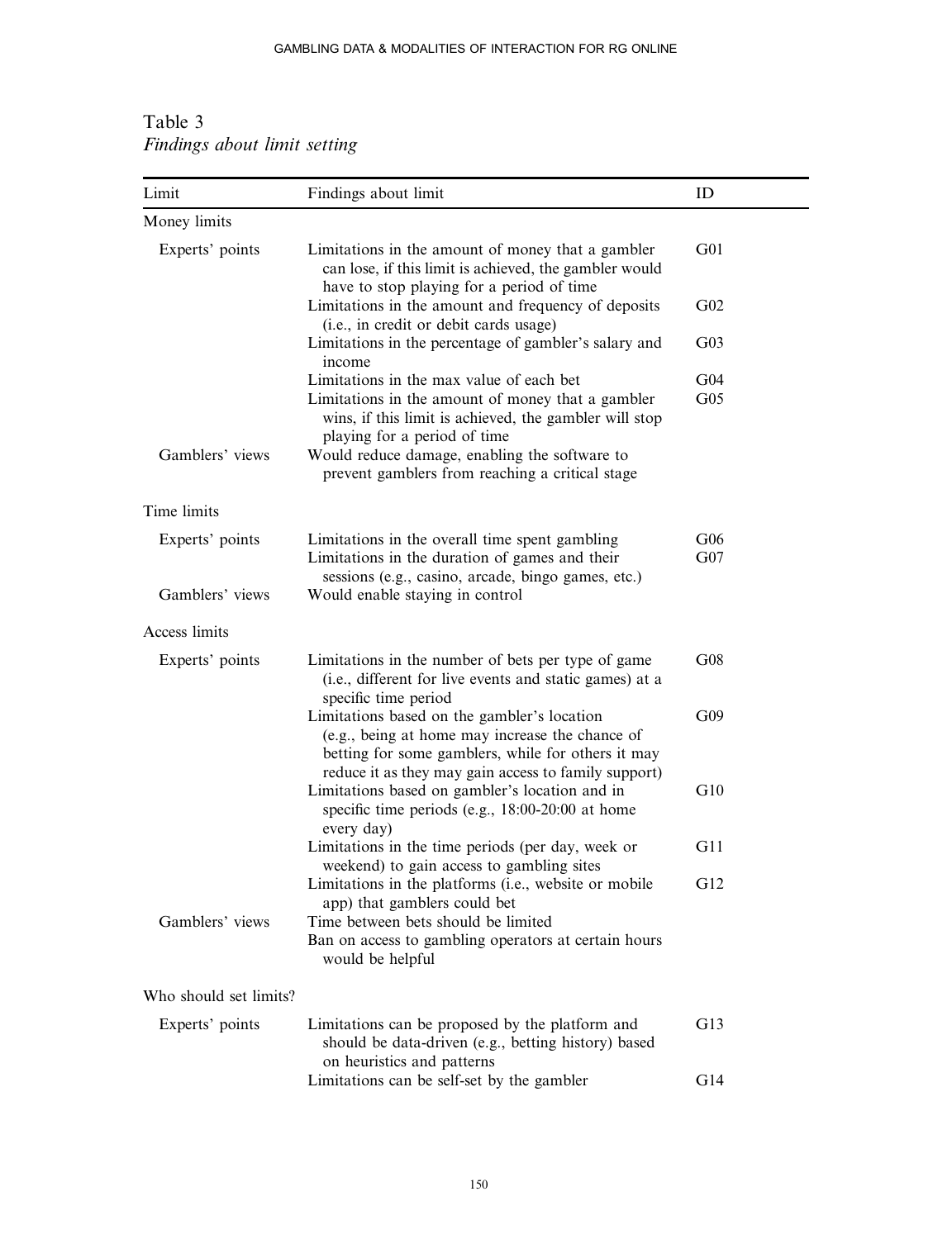Table 3
*Findings about limit setting*

| Limit | Findings about limit | ID |
|---|---|---|
| Money limits | | |
| Experts' points | Limitations in the amount of money that a gambler can lose, if this limit is achieved, the gambler would have to stop playing for a period of time | G01 |
| | Limitations in the amount and frequency of deposits (i.e., in credit or debit cards usage) | G02 |
| | Limitations in the percentage of gambler's salary and income | G03 |
| | Limitations in the max value of each bet | G04 |
| | Limitations in the amount of money that a gambler wins, if this limit is achieved, the gambler will stop playing for a period of time | G05 |
| Gamblers' views | Would reduce damage, enabling the software to prevent gamblers from reaching a critical stage | |
| Time limits | | |
| Experts' points | Limitations in the overall time spent gambling | G06 |
| | Limitations in the duration of games and their sessions (e.g., casino, arcade, bingo games, etc.) | G07 |
| Gamblers' views | Would enable staying in control | |
| Access limits | | |
| Experts' points | Limitations in the number of bets per type of game (i.e., different for live events and static games) at a specific time period | G08 |
| | Limitations based on the gambler's location (e.g., being at home may increase the chance of betting for some gamblers, while for others it may reduce it as they may gain access to family support) | G09 |
| | Limitations based on gambler's location and in specific time periods (e.g., 18:00-20:00 at home every day) | G10 |
| | Limitations in the time periods (per day, week or weekend) to gain access to gambling sites | G11 |
| | Limitations in the platforms (i.e., website or mobile app) that gamblers could bet | G12 |
| Gamblers' views | Time between bets should be limited | |
| | Ban on access to gambling operators at certain hours would be helpful | |
| Who should set limits? | | |
| Experts' points | Limitations can be proposed by the platform and should be data-driven (e.g., betting history) based on heuristics and patterns | G13 |
| | Limitations can be self-set by the gambler | G14 |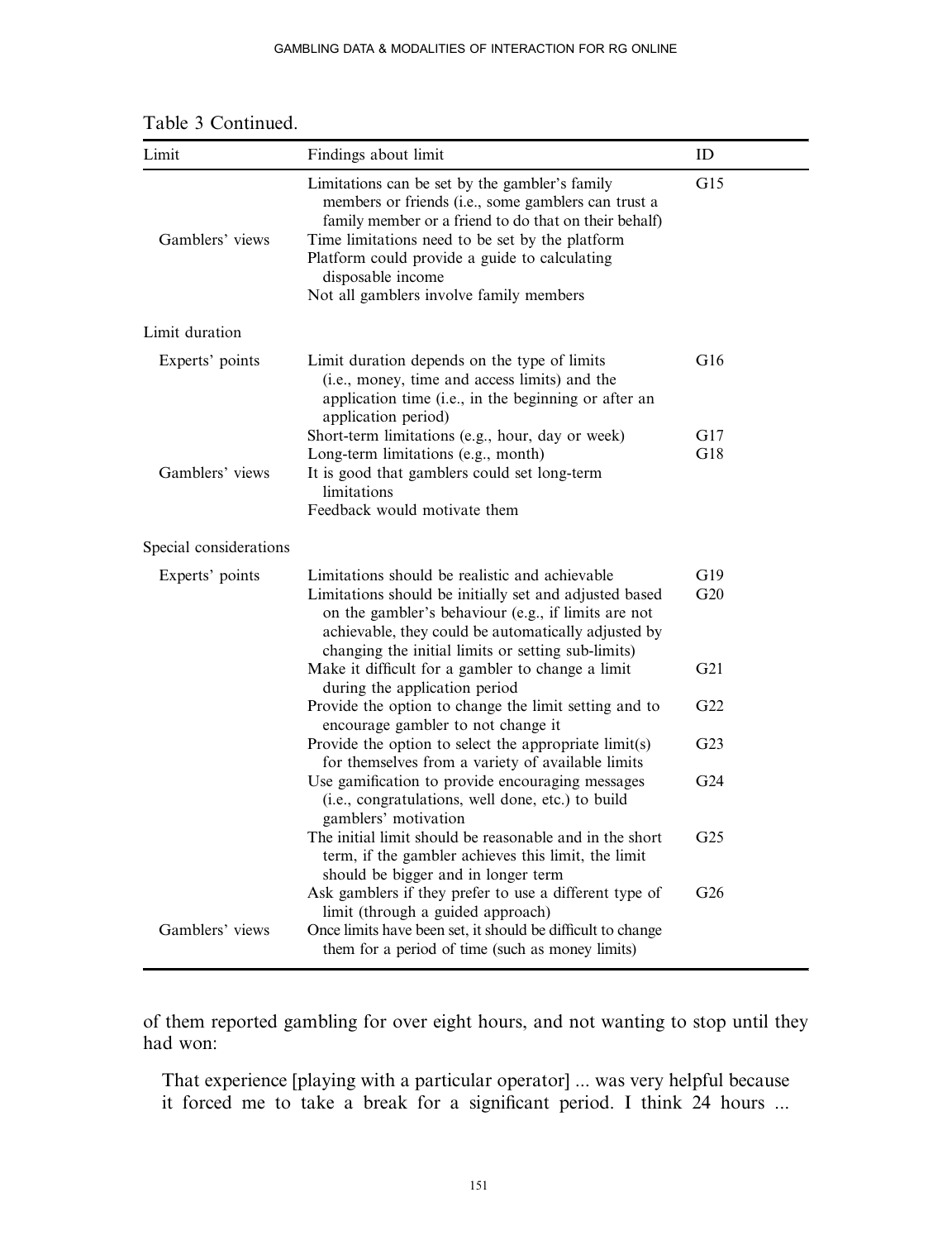Table 3 Continued.

| Limit | Findings about limit | ID |
|---|---|---|
| Gamblers' views | Limitations can be set by the gambler's family members or friends (i.e., some gamblers can trust a family member or a friend to do that on their behalf) | G15 |
| | Time limitations need to be set by the platform | |
| | Platform could provide a guide to calculating disposable income | |
| | Not all gamblers involve family members | |
| Limit duration | | |
| Experts' points | Limit duration depends on the type of limits (i.e., money, time and access limits) and the application time (i.e., in the beginning or after an application period) | G16 |
| | Short-term limitations (e.g., hour, day or week) | G17 |
| | Long-term limitations (e.g., month) | G18 |
| Gamblers' views | It is good that gamblers could set long-term limitations | |
| | Feedback would motivate them | |
| Special considerations | | |
| Experts' points | Limitations should be realistic and achievable | G19 |
| | Limitations should be initially set and adjusted based on the gambler's behaviour (e.g., if limits are not achievable, they could be automatically adjusted by changing the initial limits or setting sub-limits) | G20 |
| | Make it difficult for a gambler to change a limit during the application period | G21 |
| | Provide the option to change the limit setting and to encourage gambler to not change it | G22 |
| | Provide the option to select the appropriate limit(s) for themselves from a variety of available limits | G23 |
| | Use gamification to provide encouraging messages (i.e., congratulations, well done, etc.) to build gamblers' motivation | G24 |
| | The initial limit should be reasonable and in the short term, if the gambler achieves this limit, the limit should be bigger and in longer term | G25 |
| | Ask gamblers if they prefer to use a different type of limit (through a guided approach) | G26 |
| Gamblers' views | Once limits have been set, it should be difficult to change them for a period of time (such as money limits) | |

of them reported gambling for over eight hours, and not wanting to stop until they had won:

> That experience [playing with a particular operator] ... was very helpful because it forced me to take a break for a significant period. I think 24 hours ...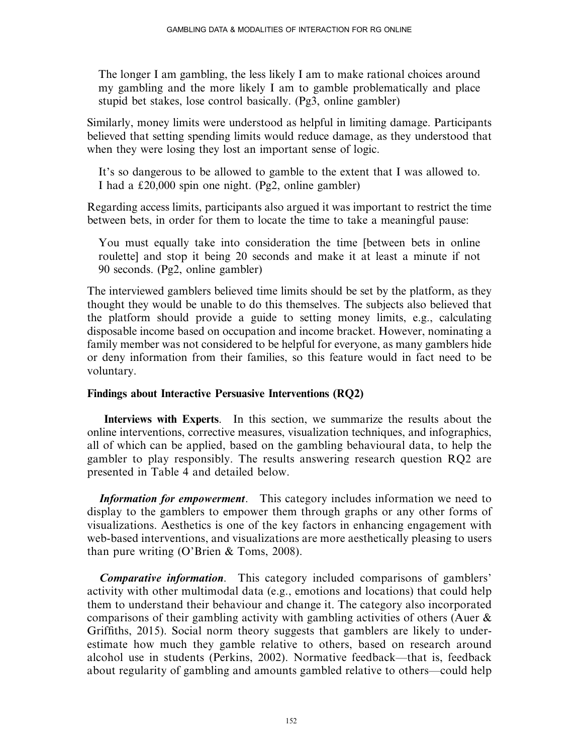> The longer I am gambling, the less likely I am to make rational choices around my gambling and the more likely I am to gamble problematically and place stupid bet stakes, lose control basically. (Pg3, online gambler)

Similarly, money limits were understood as helpful in limiting damage. Participants believed that setting spending limits would reduce damage, as they understood that when they were losing they lost an important sense of logic.

> It's so dangerous to be allowed to gamble to the extent that I was allowed to. I had a £20,000 spin one night. (Pg2, online gambler)

Regarding access limits, participants also argued it was important to restrict the time between bets, in order for them to locate the time to take a meaningful pause:

> You must equally take into consideration the time [between bets in online roulette] and stop it being 20 seconds and make it at least a minute if not 90 seconds. (Pg2, online gambler)

The interviewed gamblers believed time limits should be set by the platform, as they thought they would be unable to do this themselves. The subjects also believed that the platform should provide a guide to setting money limits, e.g., calculating disposable income based on occupation and income bracket. However, nominating a family member was not considered to be helpful for everyone, as many gamblers hide or deny information from their families, so this feature would in fact need to be voluntary.

### Findings about Interactive Persuasive Interventions (RQ2)

**Interviews with Experts**. In this section, we summarize the results about the online interventions, corrective measures, visualization techniques, and infographics, all of which can be applied, based on the gambling behavioural data, to help the gambler to play responsibly. The results answering research question RQ2 are presented in Table 4 and detailed below.

***Information for empowerment***. This category includes information we need to display to the gamblers to empower them through graphs or any other forms of visualizations. Aesthetics is one of the key factors in enhancing engagement with web-based interventions, and visualizations are more aesthetically pleasing to users than pure writing (O'Brien & Toms, 2008).

***Comparative information***. This category included comparisons of gamblers' activity with other multimodal data (e.g., emotions and locations) that could help them to understand their behaviour and change it. The category also incorporated comparisons of their gambling activity with gambling activities of others (Auer & Griffiths, 2015). Social norm theory suggests that gamblers are likely to underestimate how much they gamble relative to others, based on research around alcohol use in students (Perkins, 2002). Normative feedback—that is, feedback about regularity of gambling and amounts gambled relative to others—could help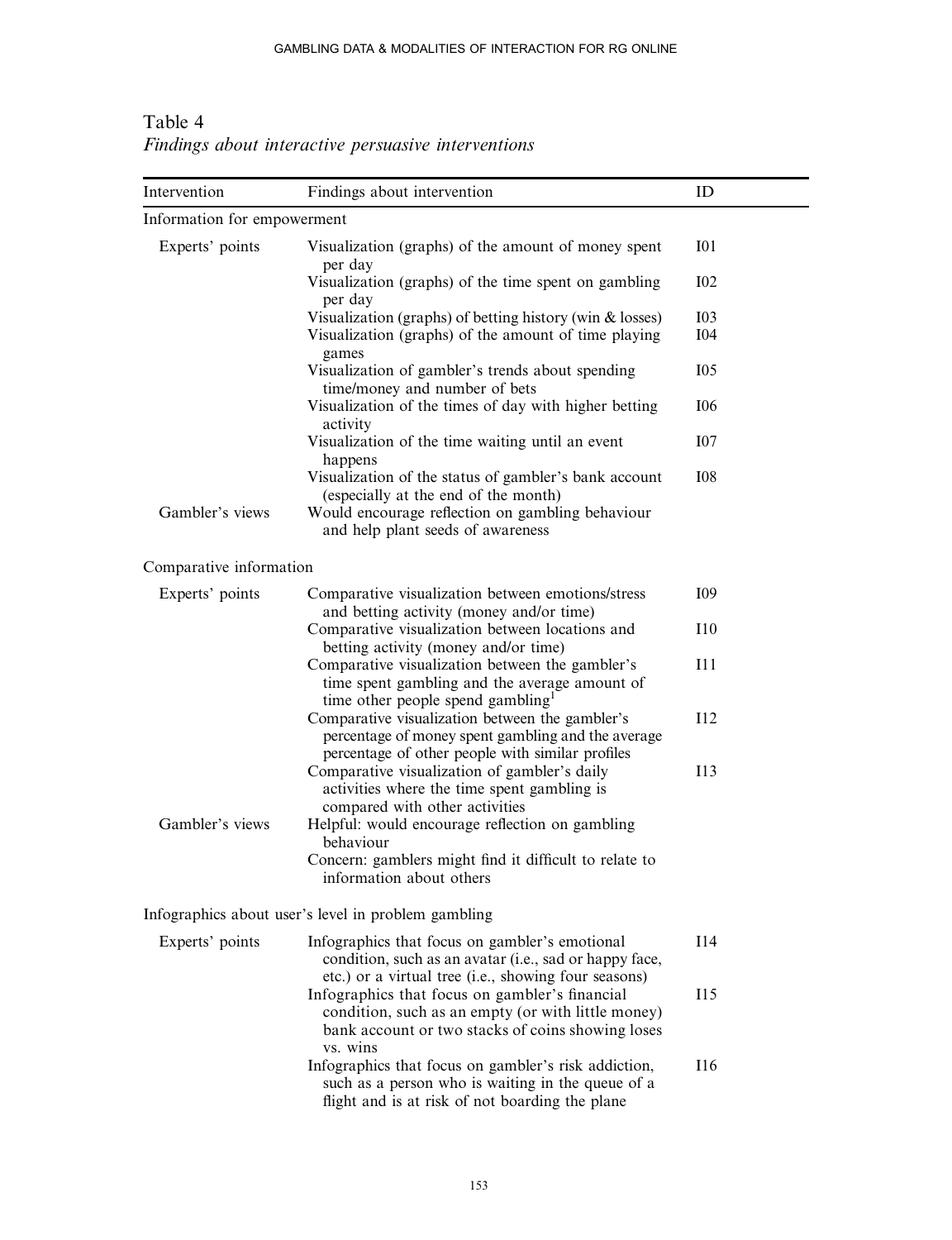Table 4
*Findings about interactive persuasive interventions*

| Intervention | Findings about intervention | ID |
|---|---|---|
| Information for empowerment | | |
| Experts' points | Visualization (graphs) of the amount of money spent per day | I01 |
| | Visualization (graphs) of the time spent on gambling per day | I02 |
| | Visualization (graphs) of betting history (win & losses) | I03 |
| | Visualization (graphs) of the amount of time playing games | I04 |
| | Visualization of gambler's trends about spending time/money and number of bets | I05 |
| | Visualization of the times of day with higher betting activity | I06 |
| | Visualization of the time waiting until an event happens | I07 |
| | Visualization of the status of gambler's bank account (especially at the end of the month) | I08 |
| Gambler's views | Would encourage reflection on gambling behaviour and help plant seeds of awareness | |
| Comparative information | | |
| Experts' points | Comparative visualization between emotions/stress and betting activity (money and/or time) | I09 |
| | Comparative visualization between locations and betting activity (money and/or time) | I10 |
| | Comparative visualization between the gambler's time spent gambling and the average amount of time other people spend gambling[1] | I11 |
| | Comparative visualization between the gambler's percentage of money spent gambling and the average percentage of other people with similar profiles | I12 |
| | Comparative visualization of gambler's daily activities where the time spent gambling is compared with other activities | I13 |
| Gambler's views | Helpful: would encourage reflection on gambling behaviour | |
| | Concern: gamblers might find it difficult to relate to information about others | |
| Infographics about user's level in problem gambling | | |
| Experts' points | Infographics that focus on gambler's emotional condition, such as an avatar (i.e., sad or happy face, etc.) or a virtual tree (i.e., showing four seasons) | I14 |
| | Infographics that focus on gambler's financial condition, such as an empty (or with little money) bank account or two stacks of coins showing loses vs. wins | I15 |
| | Infographics that focus on gambler's risk addiction, such as a person who is waiting in the queue of a flight and is at risk of not boarding the plane | I16 |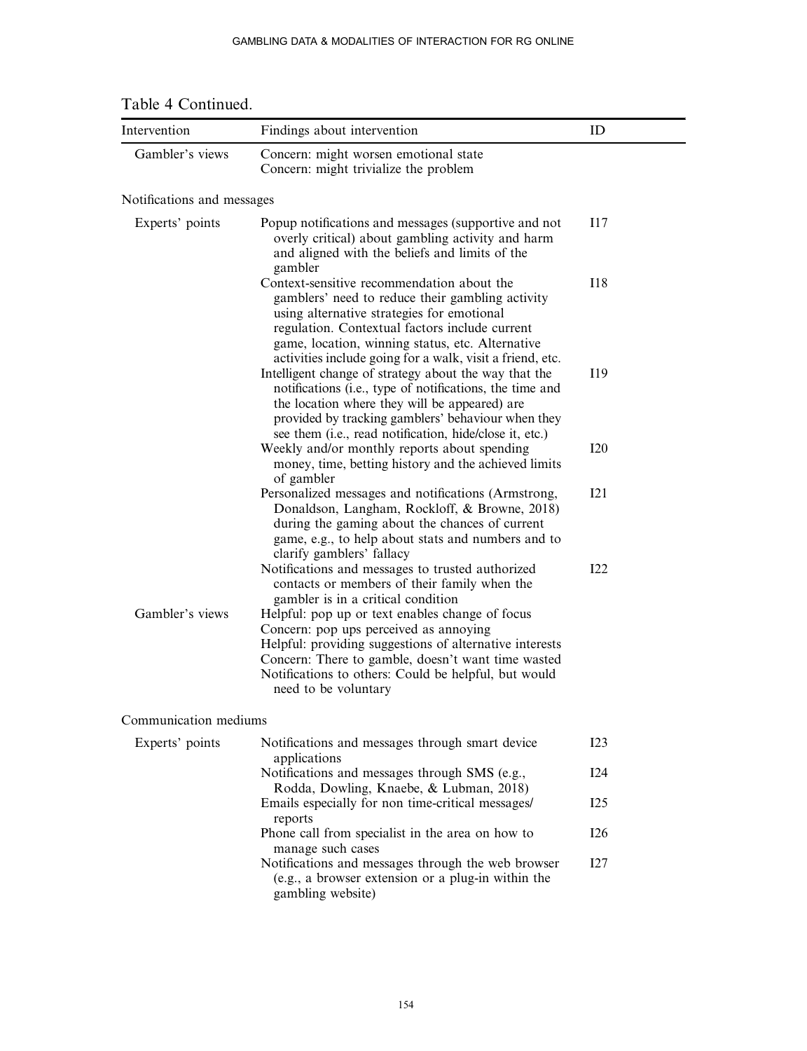Table 4 Continued.

| Intervention | Findings about intervention | ID |
|---|---|---|
| Gambler's views | Concern: might worsen emotional state | |
| | Concern: might trivialize the problem | |
| Notifications and messages | | |
| Experts' points | Popup notifications and messages (supportive and not overly critical) about gambling activity and harm and aligned with the beliefs and limits of the gambler | I17 |
| | Context-sensitive recommendation about the gamblers' need to reduce their gambling activity using alternative strategies for emotional regulation. Contextual factors include current game, location, winning status, etc. Alternative activities include going for a walk, visit a friend, etc. | I18 |
| | Intelligent change of strategy about the way that the notifications (i.e., type of notifications, the time and the location where they will be appeared) are provided by tracking gamblers' behaviour when they see them (i.e., read notification, hide/close it, etc.) | I19 |
| | Weekly and/or monthly reports about spending money, time, betting history and the achieved limits of gambler | I20 |
| | Personalized messages and notifications (Armstrong, Donaldson, Langham, Rockloff, & Browne, 2018) during the gaming about the chances of current game, e.g., to help about stats and numbers and to clarify gamblers' fallacy | I21 |
| | Notifications and messages to trusted authorized contacts or members of their family when the gambler is in a critical condition | I22 |
| Gambler's views | Helpful: pop up or text enables change of focus | |
| | Concern: pop ups perceived as annoying | |
| | Helpful: providing suggestions of alternative interests | |
| | Concern: There to gamble, doesn't want time wasted | |
| | Notifications to others: Could be helpful, but would need to be voluntary | |
| Communication mediums | | |
| Experts' points | Notifications and messages through smart device applications | I23 |
| | Notifications and messages through SMS (e.g., Rodda, Dowling, Knaebe, & Lubman, 2018) | I24 |
| | Emails especially for non time-critical messages/reports | I25 |
| | Phone call from specialist in the area on how to manage such cases | I26 |
| | Notifications and messages through the web browser (e.g., a browser extension or a plug-in within the gambling website) | I27 |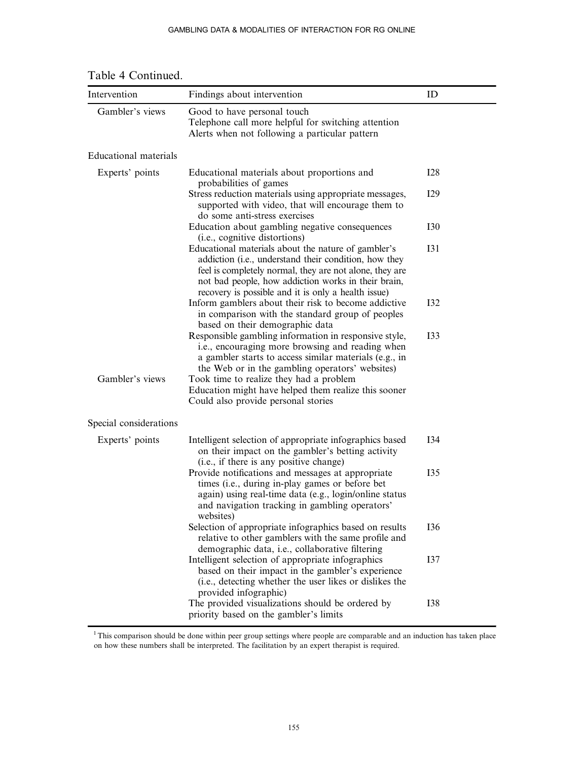Table 4 Continued.

| Intervention | Findings about intervention | ID |
|---|---|---|
| Gambler's views | Good to have personal touch<br>Telephone call more helpful for switching attention<br>Alerts when not following a particular pattern | |
| Educational materials | | |
| Experts' points | Educational materials about proportions and probabilities of games | I28 |
| | Stress reduction materials using appropriate messages, supported with video, that will encourage them to do some anti-stress exercises | I29 |
| | Education about gambling negative consequences (i.e., cognitive distortions) | I30 |
| | Educational materials about the nature of gambler's addiction (i.e., understand their condition, how they feel is completely normal, they are not alone, they are not bad people, how addiction works in their brain, recovery is possible and it is only a health issue) | I31 |
| | Inform gamblers about their risk to become addictive in comparison with the standard group of peoples based on their demographic data | I32 |
| | Responsible gambling information in responsive style, i.e., encouraging more browsing and reading when a gambler starts to access similar materials (e.g., in the Web or in the gambling operators' websites) | I33 |
| Gambler's views | Took time to realize they had a problem<br>Education might have helped them realize this sooner<br>Could also provide personal stories | |
| Special considerations | | |
| Experts' points | Intelligent selection of appropriate infographics based on their impact on the gambler's betting activity (i.e., if there is any positive change) | I34 |
| | Provide notifications and messages at appropriate times (i.e., during in-play games or before bet again) using real-time data (e.g., login/online status and navigation tracking in gambling operators' websites) | I35 |
| | Selection of appropriate infographics based on results relative to other gamblers with the same profile and demographic data, i.e., collaborative filtering | I36 |
| | Intelligent selection of appropriate infographics based on their impact in the gambler's experience (i.e., detecting whether the user likes or dislikes the provided infographic) | I37 |
| | The provided visualizations should be ordered by priority based on the gambler's limits | I38 |

[1] This comparison should be done within peer group settings where people are comparable and an induction has taken place on how these numbers shall be interpreted. The facilitation by an expert therapist is required.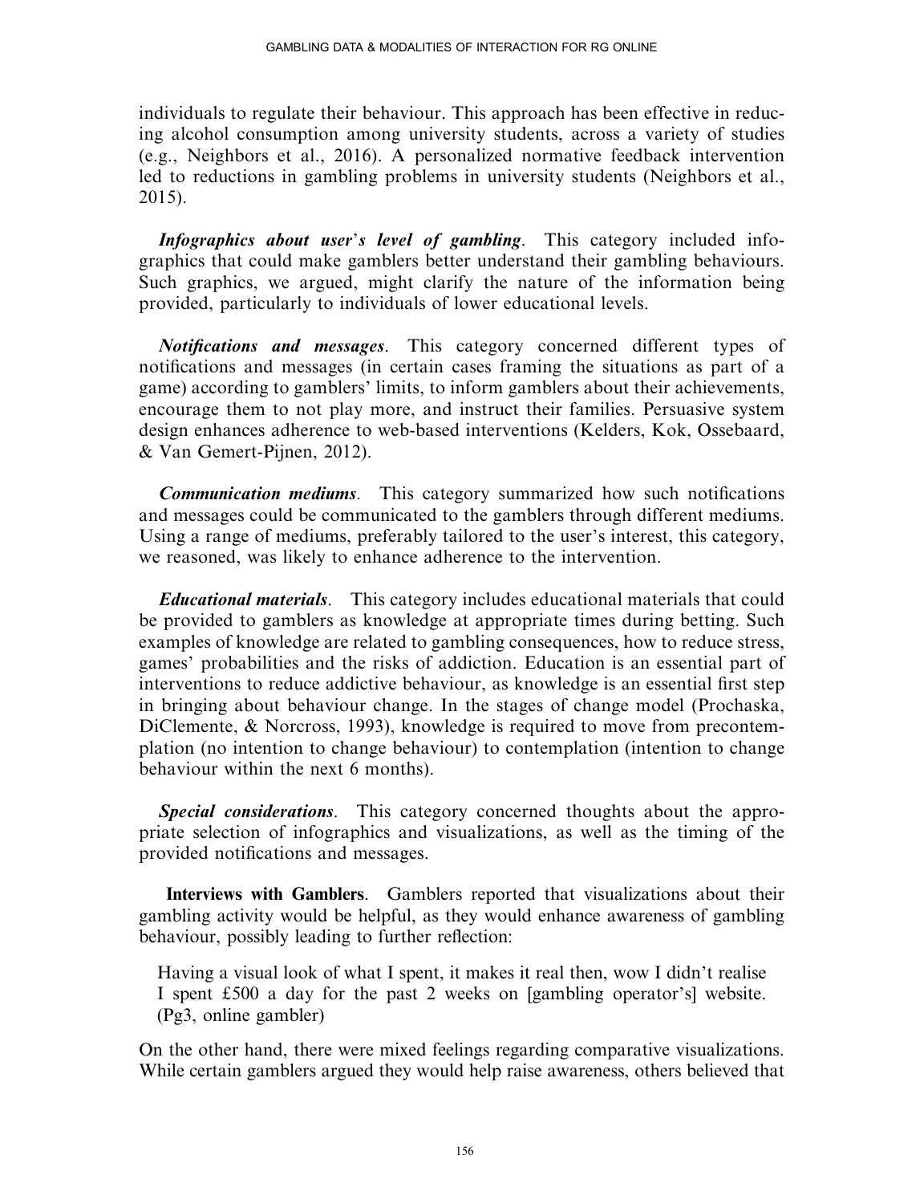individuals to regulate their behaviour. This approach has been effective in reducing alcohol consumption among university students, across a variety of studies (e.g., Neighbors et al., 2016). A personalized normative feedback intervention led to reductions in gambling problems in university students (Neighbors et al., 2015).

***Infographics about user's level of gambling***. This category included infographics that could make gamblers better understand their gambling behaviours. Such graphics, we argued, might clarify the nature of the information being provided, particularly to individuals of lower educational levels.

***Notifications and messages***. This category concerned different types of notifications and messages (in certain cases framing the situations as part of a game) according to gamblers' limits, to inform gamblers about their achievements, encourage them to not play more, and instruct their families. Persuasive system design enhances adherence to web-based interventions (Kelders, Kok, Ossebaard, & Van Gemert-Pijnen, 2012).

***Communication mediums***. This category summarized how such notifications and messages could be communicated to the gamblers through different mediums. Using a range of mediums, preferably tailored to the user's interest, this category, we reasoned, was likely to enhance adherence to the intervention.

***Educational materials***. This category includes educational materials that could be provided to gamblers as knowledge at appropriate times during betting. Such examples of knowledge are related to gambling consequences, how to reduce stress, games' probabilities and the risks of addiction. Education is an essential part of interventions to reduce addictive behaviour, as knowledge is an essential first step in bringing about behaviour change. In the stages of change model (Prochaska, DiClemente, & Norcross, 1993), knowledge is required to move from precontemplation (no intention to change behaviour) to contemplation (intention to change behaviour within the next 6 months).

***Special considerations***. This category concerned thoughts about the appropriate selection of infographics and visualizations, as well as the timing of the provided notifications and messages.

**Interviews with Gamblers**. Gamblers reported that visualizations about their gambling activity would be helpful, as they would enhance awareness of gambling behaviour, possibly leading to further reflection:

> Having a visual look of what I spent, it makes it real then, wow I didn't realise I spent £500 a day for the past 2 weeks on [gambling operator's] website. (Pg3, online gambler)

On the other hand, there were mixed feelings regarding comparative visualizations. While certain gamblers argued they would help raise awareness, others believed that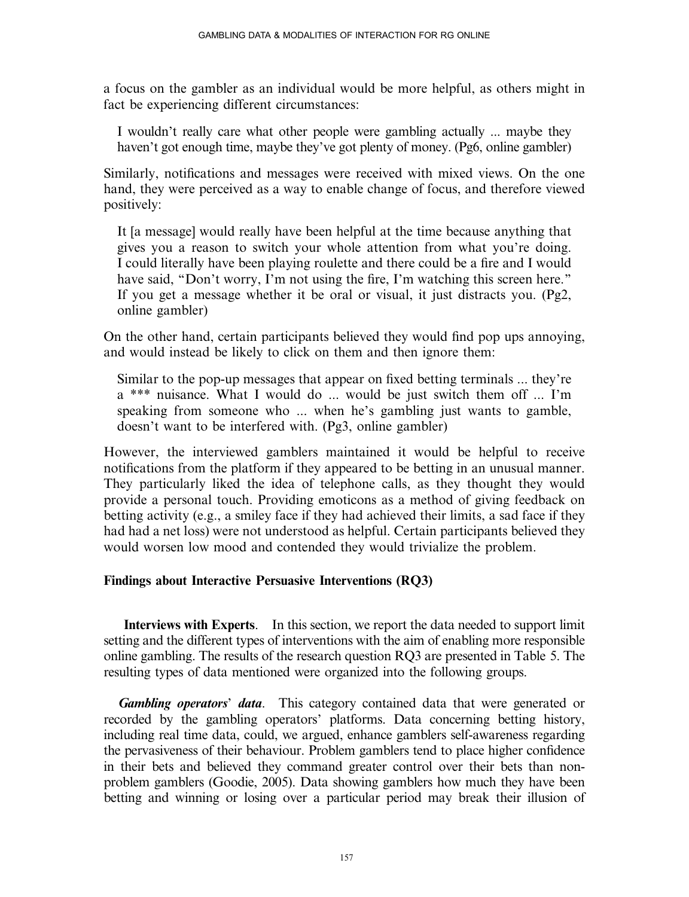a focus on the gambler as an individual would be more helpful, as others might in fact be experiencing different circumstances:

> I wouldn't really care what other people were gambling actually ... maybe they haven't got enough time, maybe they've got plenty of money. (Pg6, online gambler)

Similarly, notifications and messages were received with mixed views. On the one hand, they were perceived as a way to enable change of focus, and therefore viewed positively:

> It [a message] would really have been helpful at the time because anything that gives you a reason to switch your whole attention from what you're doing. I could literally have been playing roulette and there could be a fire and I would have said, "Don't worry, I'm not using the fire, I'm watching this screen here." If you get a message whether it be oral or visual, it just distracts you. (Pg2, online gambler)

On the other hand, certain participants believed they would find pop ups annoying, and would instead be likely to click on them and then ignore them:

> Similar to the pop-up messages that appear on fixed betting terminals ... they're a *** nuisance. What I would do ... would be just switch them off ... I'm speaking from someone who ... when he's gambling just wants to gamble, doesn't want to be interfered with. (Pg3, online gambler)

However, the interviewed gamblers maintained it would be helpful to receive notifications from the platform if they appeared to be betting in an unusual manner. They particularly liked the idea of telephone calls, as they thought they would provide a personal touch. Providing emoticons as a method of giving feedback on betting activity (e.g., a smiley face if they had achieved their limits, a sad face if they had had a net loss) were not understood as helpful. Certain participants believed they would worsen low mood and contended they would trivialize the problem.

### Findings about Interactive Persuasive Interventions (RQ3)

**Interviews with Experts**. In this section, we report the data needed to support limit setting and the different types of interventions with the aim of enabling more responsible online gambling. The results of the research question RQ3 are presented in Table 5. The resulting types of data mentioned were organized into the following groups.

***Gambling operators' data***. This category contained data that were generated or recorded by the gambling operators' platforms. Data concerning betting history, including real time data, could, we argued, enhance gamblers self-awareness regarding the pervasiveness of their behaviour. Problem gamblers tend to place higher confidence in their bets and believed they command greater control over their bets than non-problem gamblers (Goodie, 2005). Data showing gamblers how much they have been betting and winning or losing over a particular period may break their illusion of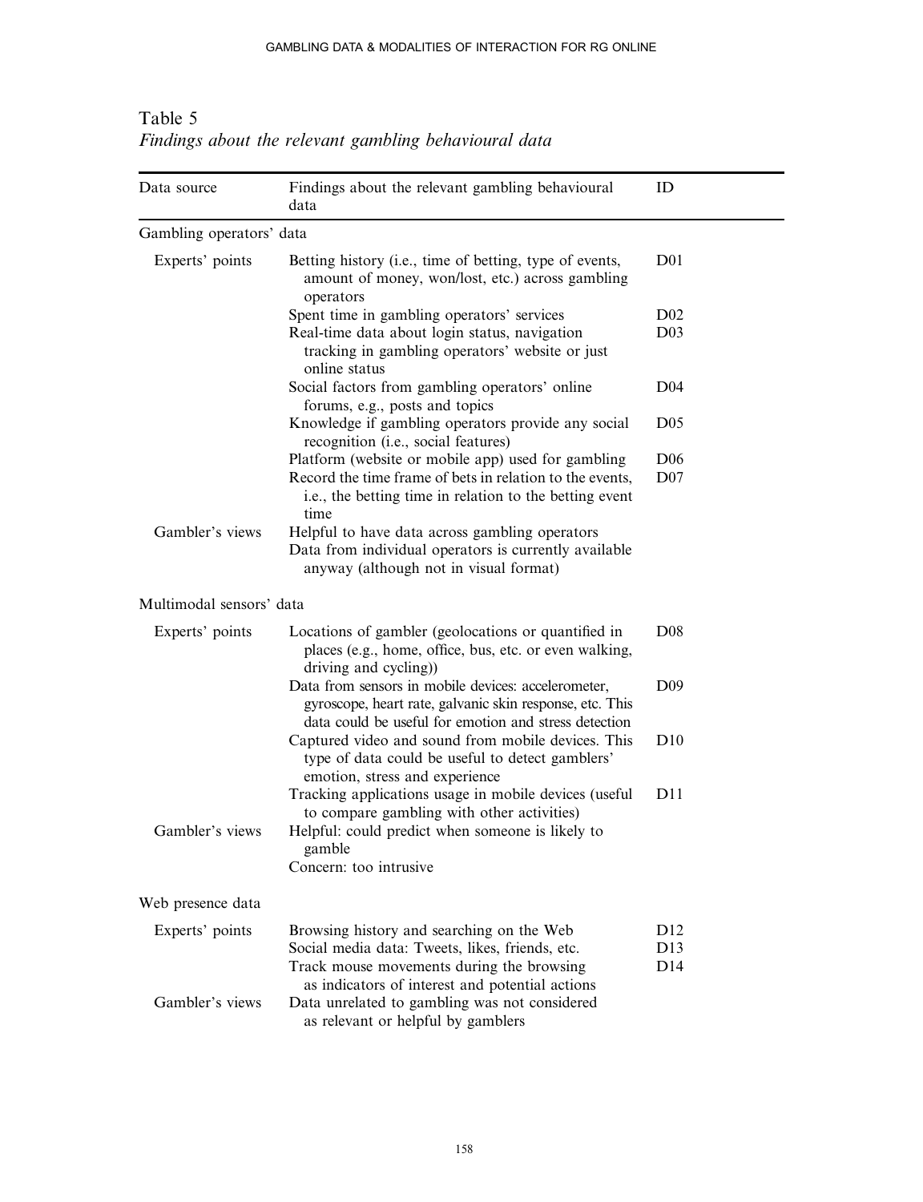Table 5
*Findings about the relevant gambling behavioural data*

| Data source | Findings about the relevant gambling behavioural data | ID |
|---|---|---|
| Gambling operators' data | | |
| Experts' points | Betting history (i.e., time of betting, type of events, amount of money, won/lost, etc.) across gambling operators | D01 |
| | Spent time in gambling operators' services | D02 |
| | Real-time data about login status, navigation tracking in gambling operators' website or just online status | D03 |
| | Social factors from gambling operators' online forums, e.g., posts and topics | D04 |
| | Knowledge if gambling operators provide any social recognition (i.e., social features) | D05 |
| | Platform (website or mobile app) used for gambling | D06 |
| | Record the time frame of bets in relation to the events, i.e., the betting time in relation to the betting event time | D07 |
| Gambler's views | Helpful to have data across gambling operators | |
| | Data from individual operators is currently available anyway (although not in visual format) | |
| Multimodal sensors' data | | |
| Experts' points | Locations of gambler (geolocations or quantified in places (e.g., home, office, bus, etc. or even walking, driving and cycling)) | D08 |
| | Data from sensors in mobile devices: accelerometer, gyroscope, heart rate, galvanic skin response, etc. This data could be useful for emotion and stress detection | D09 |
| | Captured video and sound from mobile devices. This type of data could be useful to detect gamblers' emotion, stress and experience | D10 |
| | Tracking applications usage in mobile devices (useful to compare gambling with other activities) | D11 |
| Gambler's views | Helpful: could predict when someone is likely to gamble | |
| | Concern: too intrusive | |
| Web presence data | | |
| Experts' points | Browsing history and searching on the Web | D12 |
| | Social media data: Tweets, likes, friends, etc. | D13 |
| | Track mouse movements during the browsing as indicators of interest and potential actions | D14 |
| Gambler's views | Data unrelated to gambling was not considered as relevant or helpful by gamblers | |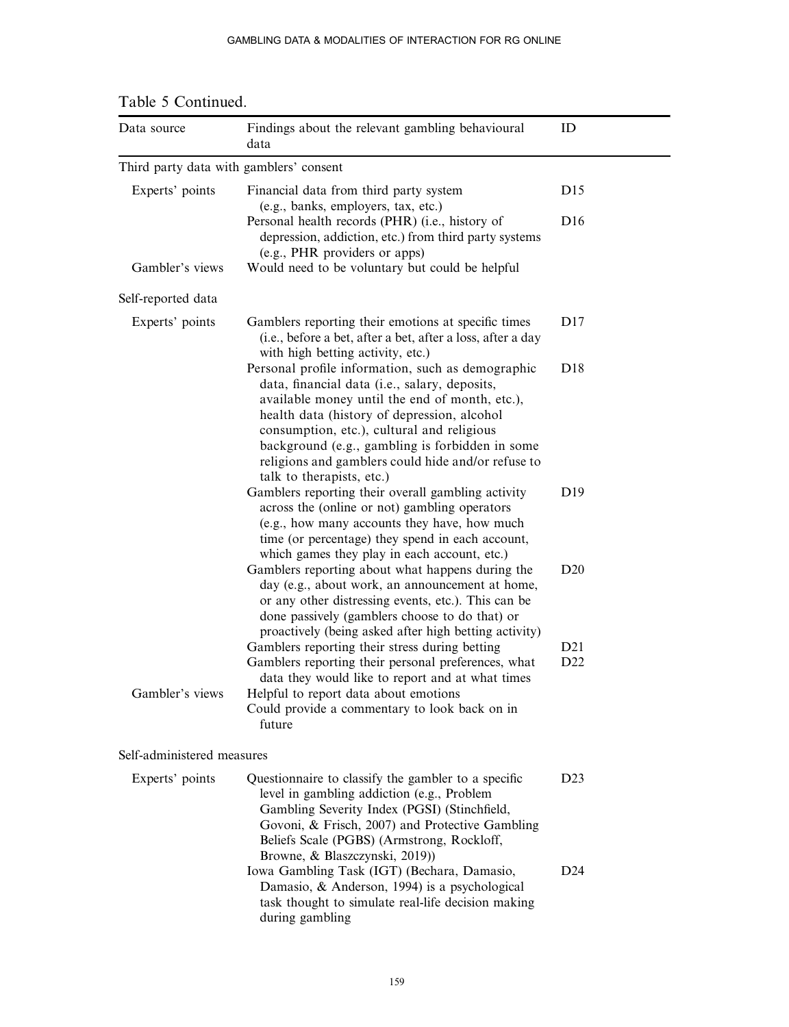Table 5 Continued.

| Data source | Findings about the relevant gambling behavioural data | ID |
|---|---|---|
| Third party data with gamblers' consent | | |
| Experts' points | Financial data from third party system (e.g., banks, employers, tax, etc.) | D15 |
| | Personal health records (PHR) (i.e., history of depression, addiction, etc.) from third party systems (e.g., PHR providers or apps) | D16 |
| Gambler's views | Would need to be voluntary but could be helpful | |
| Self-reported data | | |
| Experts' points | Gamblers reporting their emotions at specific times (i.e., before a bet, after a bet, after a loss, after a day with high betting activity, etc.) | D17 |
| | Personal profile information, such as demographic data, financial data (i.e., salary, deposits, available money until the end of month, etc.), health data (history of depression, alcohol consumption, etc.), cultural and religious background (e.g., gambling is forbidden in some religions and gamblers could hide and/or refuse to talk to therapists, etc.) | D18 |
| | Gamblers reporting their overall gambling activity across the (online or not) gambling operators (e.g., how many accounts they have, how much time (or percentage) they spend in each account, which games they play in each account, etc.) | D19 |
| | Gamblers reporting about what happens during the day (e.g., about work, an announcement at home, or any other distressing events, etc.). This can be done passively (gamblers choose to do that) or proactively (being asked after high betting activity) | D20 |
| | Gamblers reporting their stress during betting | D21 |
| | Gamblers reporting their personal preferences, what data they would like to report and at what times | D22 |
| Gambler's views | Helpful to report data about emotions<br>Could provide a commentary to look back on in future | |
| Self-administered measures | | |
| Experts' points | Questionnaire to classify the gambler to a specific level in gambling addiction (e.g., Problem Gambling Severity Index (PGSI) (Stinchfield, Govoni, & Frisch, 2007) and Protective Gambling Beliefs Scale (PGBS) (Armstrong, Rockloff, Browne, & Blaszczynski, 2019)) | D23 |
| | Iowa Gambling Task (IGT) (Bechara, Damasio, Damasio, & Anderson, 1994) is a psychological task thought to simulate real-life decision making during gambling | D24 |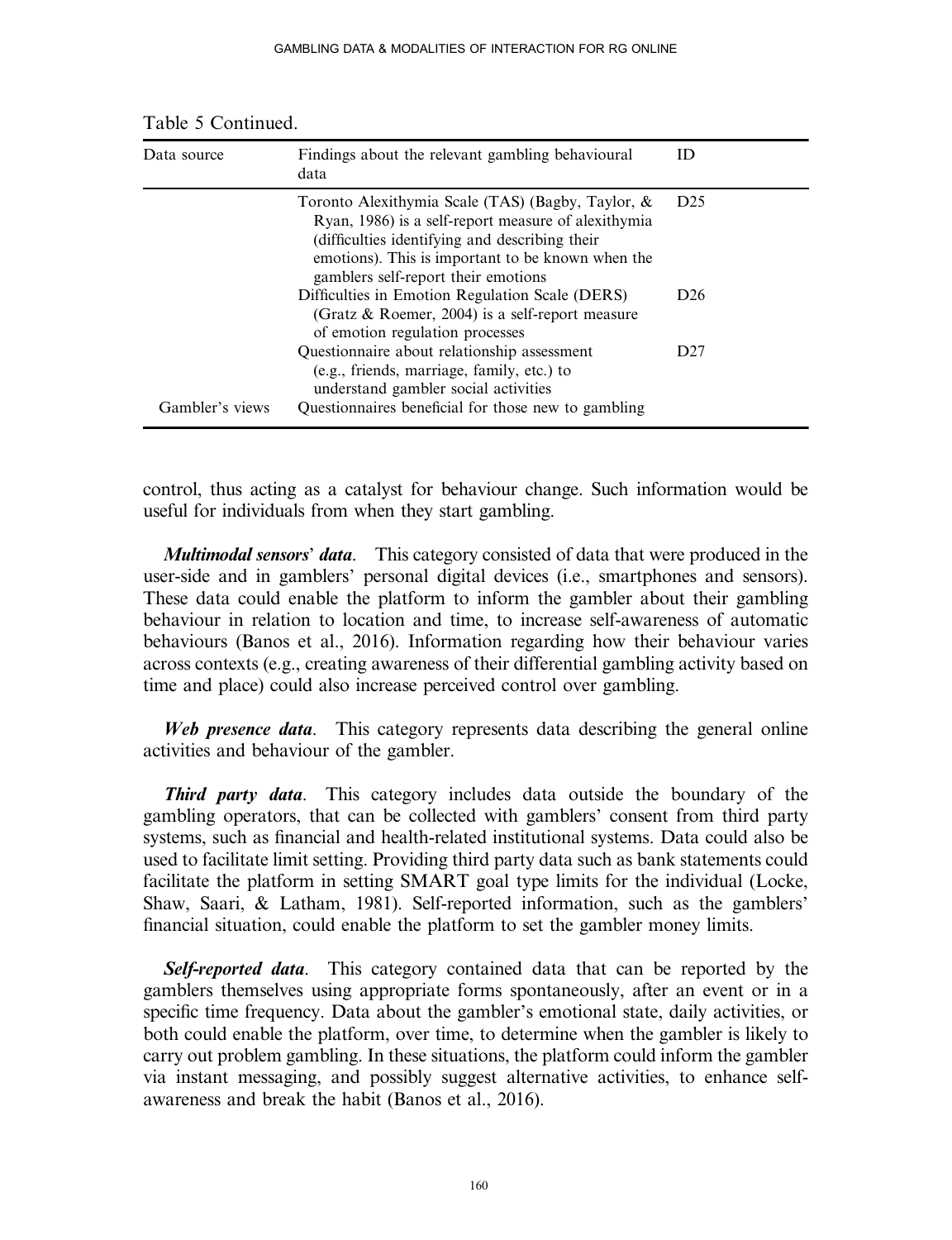Table 5 Continued.

| Data source | Findings about the relevant gambling behavioural data | ID |
|---|---|---|
| | Toronto Alexithymia Scale (TAS) (Bagby, Taylor, & Ryan, 1986) is a self-report measure of alexithymia (difficulties identifying and describing their emotions). This is important to be known when the gamblers self-report their emotions | D25 |
| | Difficulties in Emotion Regulation Scale (DERS) (Gratz & Roemer, 2004) is a self-report measure of emotion regulation processes | D26 |
| | Questionnaire about relationship assessment (e.g., friends, marriage, family, etc.) to understand gambler social activities | D27 |
| Gambler's views | Questionnaires beneficial for those new to gambling | |

control, thus acting as a catalyst for behaviour change. Such information would be useful for individuals from when they start gambling.

***Multimodal sensors' data***. This category consisted of data that were produced in the user-side and in gamblers' personal digital devices (i.e., smartphones and sensors). These data could enable the platform to inform the gambler about their gambling behaviour in relation to location and time, to increase self-awareness of automatic behaviours (Banos et al., 2016). Information regarding how their behaviour varies across contexts (e.g., creating awareness of their differential gambling activity based on time and place) could also increase perceived control over gambling.

***Web presence data***. This category represents data describing the general online activities and behaviour of the gambler.

***Third party data***. This category includes data outside the boundary of the gambling operators, that can be collected with gamblers' consent from third party systems, such as financial and health-related institutional systems. Data could also be used to facilitate limit setting. Providing third party data such as bank statements could facilitate the platform in setting SMART goal type limits for the individual (Locke, Shaw, Saari, & Latham, 1981). Self-reported information, such as the gamblers' financial situation, could enable the platform to set the gambler money limits.

***Self-reported data***. This category contained data that can be reported by the gamblers themselves using appropriate forms spontaneously, after an event or in a specific time frequency. Data about the gambler's emotional state, daily activities, or both could enable the platform, over time, to determine when the gambler is likely to carry out problem gambling. In these situations, the platform could inform the gambler via instant messaging, and possibly suggest alternative activities, to enhance self-awareness and break the habit (Banos et al., 2016).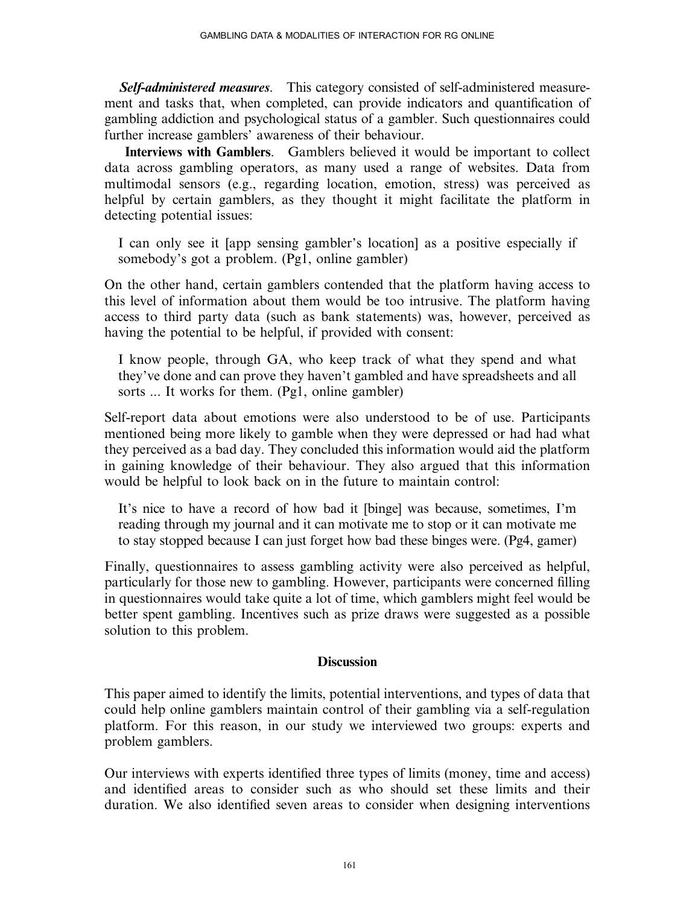***Self-administered measures***. This category consisted of self-administered measurement and tasks that, when completed, can provide indicators and quantification of gambling addiction and psychological status of a gambler. Such questionnaires could further increase gamblers' awareness of their behaviour.

**Interviews with Gamblers**. Gamblers believed it would be important to collect data across gambling operators, as many used a range of websites. Data from multimodal sensors (e.g., regarding location, emotion, stress) was perceived as helpful by certain gamblers, as they thought it might facilitate the platform in detecting potential issues:

> I can only see it [app sensing gambler's location] as a positive especially if somebody's got a problem. (Pg1, online gambler)

On the other hand, certain gamblers contended that the platform having access to this level of information about them would be too intrusive. The platform having access to third party data (such as bank statements) was, however, perceived as having the potential to be helpful, if provided with consent:

> I know people, through GA, who keep track of what they spend and what they've done and can prove they haven't gambled and have spreadsheets and all sorts ... It works for them. (Pg1, online gambler)

Self-report data about emotions were also understood to be of use. Participants mentioned being more likely to gamble when they were depressed or had had what they perceived as a bad day. They concluded this information would aid the platform in gaining knowledge of their behaviour. They also argued that this information would be helpful to look back on in the future to maintain control:

> It's nice to have a record of how bad it [binge] was because, sometimes, I'm reading through my journal and it can motivate me to stop or it can motivate me to stay stopped because I can just forget how bad these binges were. (Pg4, gamer)

Finally, questionnaires to assess gambling activity were also perceived as helpful, particularly for those new to gambling. However, participants were concerned filling in questionnaires would take quite a lot of time, which gamblers might feel would be better spent gambling. Incentives such as prize draws were suggested as a possible solution to this problem.

## Discussion

This paper aimed to identify the limits, potential interventions, and types of data that could help online gamblers maintain control of their gambling via a self-regulation platform. For this reason, in our study we interviewed two groups: experts and problem gamblers.

Our interviews with experts identified three types of limits (money, time and access) and identified areas to consider such as who should set these limits and their duration. We also identified seven areas to consider when designing interventions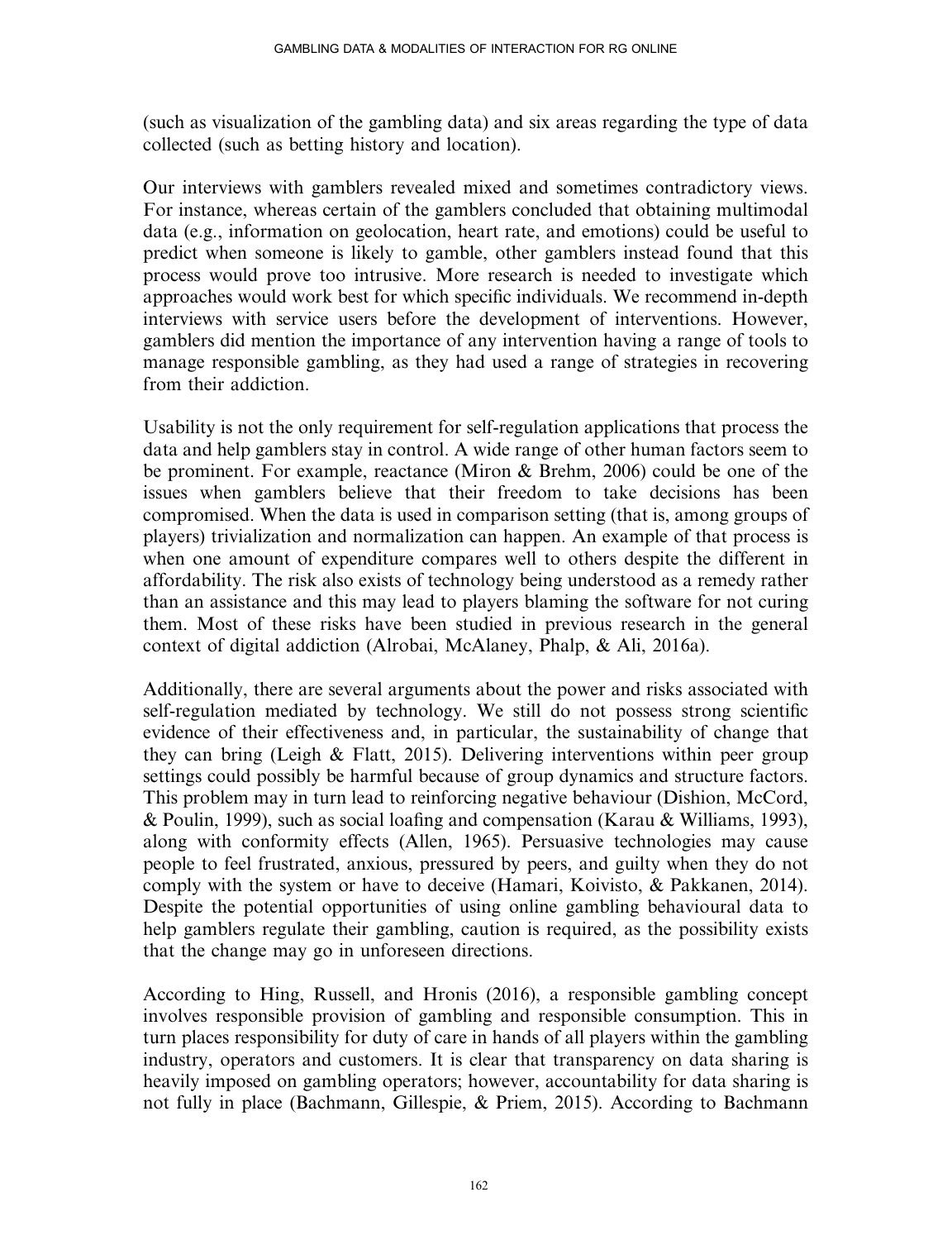(such as visualization of the gambling data) and six areas regarding the type of data collected (such as betting history and location).

Our interviews with gamblers revealed mixed and sometimes contradictory views. For instance, whereas certain of the gamblers concluded that obtaining multimodal data (e.g., information on geolocation, heart rate, and emotions) could be useful to predict when someone is likely to gamble, other gamblers instead found that this process would prove too intrusive. More research is needed to investigate which approaches would work best for which specific individuals. We recommend in-depth interviews with service users before the development of interventions. However, gamblers did mention the importance of any intervention having a range of tools to manage responsible gambling, as they had used a range of strategies in recovering from their addiction.

Usability is not the only requirement for self-regulation applications that process the data and help gamblers stay in control. A wide range of other human factors seem to be prominent. For example, reactance (Miron & Brehm, 2006) could be one of the issues when gamblers believe that their freedom to take decisions has been compromised. When the data is used in comparison setting (that is, among groups of players) trivialization and normalization can happen. An example of that process is when one amount of expenditure compares well to others despite the different in affordability. The risk also exists of technology being understood as a remedy rather than an assistance and this may lead to players blaming the software for not curing them. Most of these risks have been studied in previous research in the general context of digital addiction (Alrobai, McAlaney, Phalp, & Ali, 2016a).

Additionally, there are several arguments about the power and risks associated with self-regulation mediated by technology. We still do not possess strong scientific evidence of their effectiveness and, in particular, the sustainability of change that they can bring (Leigh & Flatt, 2015). Delivering interventions within peer group settings could possibly be harmful because of group dynamics and structure factors. This problem may in turn lead to reinforcing negative behaviour (Dishion, McCord, & Poulin, 1999), such as social loafing and compensation (Karau & Williams, 1993), along with conformity effects (Allen, 1965). Persuasive technologies may cause people to feel frustrated, anxious, pressured by peers, and guilty when they do not comply with the system or have to deceive (Hamari, Koivisto, & Pakkanen, 2014). Despite the potential opportunities of using online gambling behavioural data to help gamblers regulate their gambling, caution is required, as the possibility exists that the change may go in unforeseen directions.

According to Hing, Russell, and Hronis (2016), a responsible gambling concept involves responsible provision of gambling and responsible consumption. This in turn places responsibility for duty of care in hands of all players within the gambling industry, operators and customers. It is clear that transparency on data sharing is heavily imposed on gambling operators; however, accountability for data sharing is not fully in place (Bachmann, Gillespie, & Priem, 2015). According to Bachmann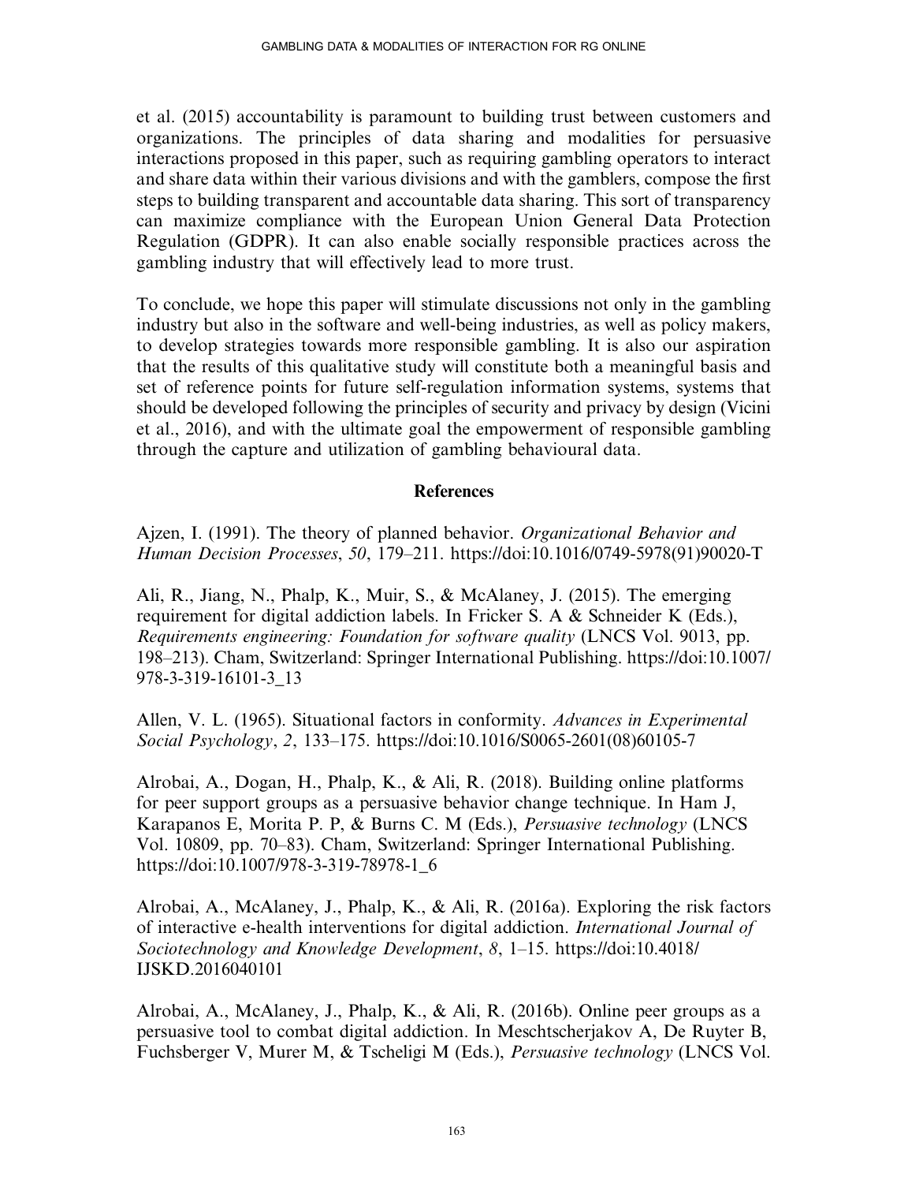et al. (2015) accountability is paramount to building trust between customers and organizations. The principles of data sharing and modalities for persuasive interactions proposed in this paper, such as requiring gambling operators to interact and share data within their various divisions and with the gamblers, compose the first steps to building transparent and accountable data sharing. This sort of transparency can maximize compliance with the European Union General Data Protection Regulation (GDPR). It can also enable socially responsible practices across the gambling industry that will effectively lead to more trust.

To conclude, we hope this paper will stimulate discussions not only in the gambling industry but also in the software and well-being industries, as well as policy makers, to develop strategies towards more responsible gambling. It is also our aspiration that the results of this qualitative study will constitute both a meaningful basis and set of reference points for future self-regulation information systems, systems that should be developed following the principles of security and privacy by design (Vicini et al., 2016), and with the ultimate goal the empowerment of responsible gambling through the capture and utilization of gambling behavioural data.

## References

Ajzen, I. (1991). The theory of planned behavior. *Organizational Behavior and Human Decision Processes*, *50*, 179–211. https://doi:10.1016/0749-5978(91)90020-T

Ali, R., Jiang, N., Phalp, K., Muir, S., & McAlaney, J. (2015). The emerging requirement for digital addiction labels. In Fricker S. A & Schneider K (Eds.), *Requirements engineering: Foundation for software quality* (LNCS Vol. 9013, pp. 198–213). Cham, Switzerland: Springer International Publishing. https://doi:10.1007/978-3-319-16101-3_13

Allen, V. L. (1965). Situational factors in conformity. *Advances in Experimental Social Psychology*, *2*, 133–175. https://doi:10.1016/S0065-2601(08)60105-7

Alrobai, A., Dogan, H., Phalp, K., & Ali, R. (2018). Building online platforms for peer support groups as a persuasive behavior change technique. In Ham J, Karapanos E, Morita P. P, & Burns C. M (Eds.), *Persuasive technology* (LNCS Vol. 10809, pp. 70–83). Cham, Switzerland: Springer International Publishing. https://doi:10.1007/978-3-319-78978-1_6

Alrobai, A., McAlaney, J., Phalp, K., & Ali, R. (2016a). Exploring the risk factors of interactive e-health interventions for digital addiction. *International Journal of Sociotechnology and Knowledge Development*, *8*, 1–15. https://doi:10.4018/IJSKD.2016040101

Alrobai, A., McAlaney, J., Phalp, K., & Ali, R. (2016b). Online peer groups as a persuasive tool to combat digital addiction. In Meschtscherjakov A, De Ruyter B, Fuchsberger V, Murer M, & Tscheligi M (Eds.), *Persuasive technology* (LNCS Vol.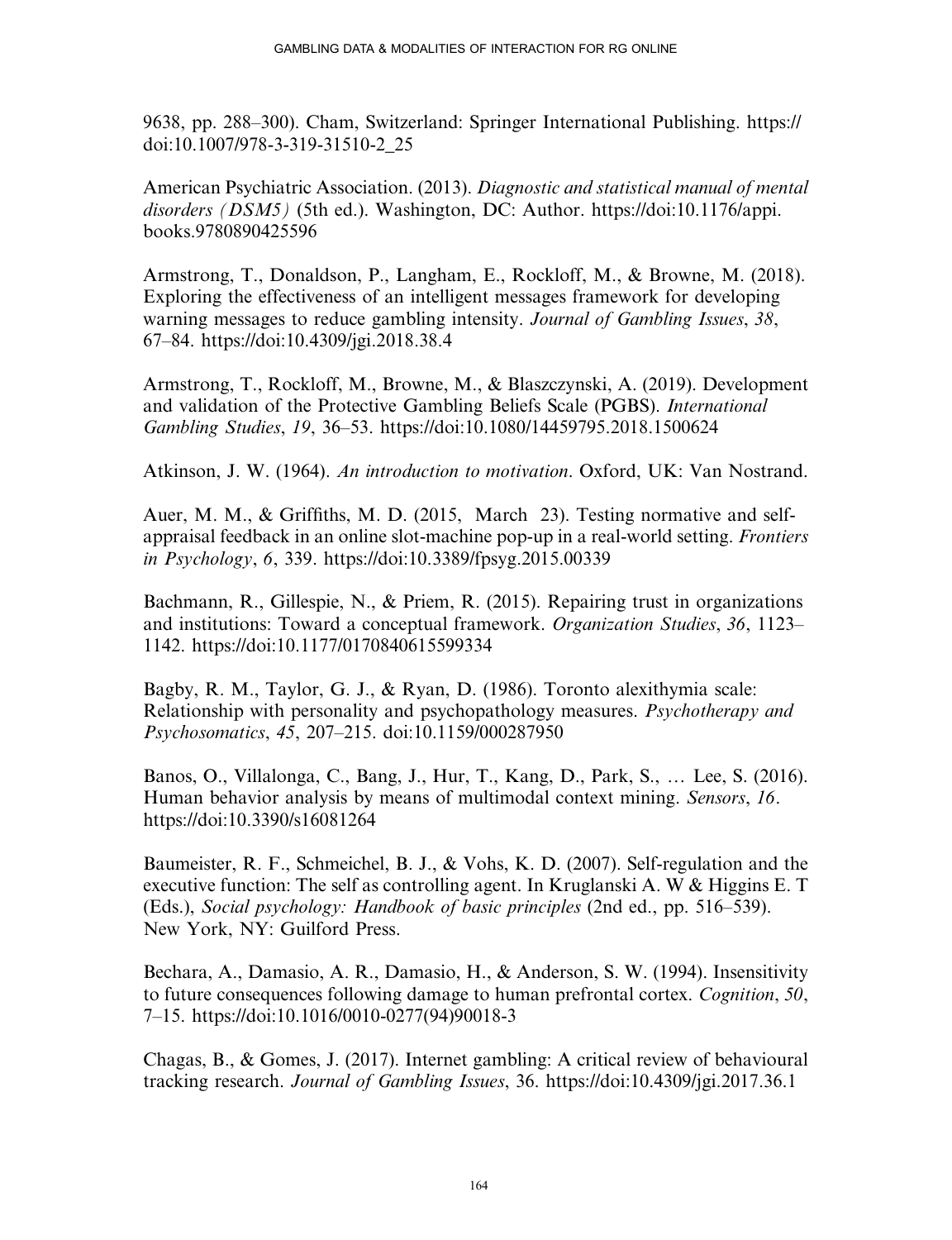9638, pp. 288–300). Cham, Switzerland: Springer International Publishing. https://doi:10.1007/978-3-319-31510-2_25

American Psychiatric Association. (2013). *Diagnostic and statistical manual of mental disorders (DSM5)* (5th ed.). Washington, DC: Author. https://doi:10.1176/appi.books.9780890425596

Armstrong, T., Donaldson, P., Langham, E., Rockloff, M., & Browne, M. (2018). Exploring the effectiveness of an intelligent messages framework for developing warning messages to reduce gambling intensity. *Journal of Gambling Issues*, *38*, 67–84. https://doi:10.4309/jgi.2018.38.4

Armstrong, T., Rockloff, M., Browne, M., & Blaszczynski, A. (2019). Development and validation of the Protective Gambling Beliefs Scale (PGBS). *International Gambling Studies*, *19*, 36–53. https://doi:10.1080/14459795.2018.1500624

Atkinson, J. W. (1964). *An introduction to motivation*. Oxford, UK: Van Nostrand.

Auer, M. M., & Griffiths, M. D. (2015, March 23). Testing normative and self-appraisal feedback in an online slot-machine pop-up in a real-world setting. *Frontiers in Psychology*, *6*, 339. https://doi:10.3389/fpsyg.2015.00339

Bachmann, R., Gillespie, N., & Priem, R. (2015). Repairing trust in organizations and institutions: Toward a conceptual framework. *Organization Studies*, *36*, 1123–1142. https://doi:10.1177/0170840615599334

Bagby, R. M., Taylor, G. J., & Ryan, D. (1986). Toronto alexithymia scale: Relationship with personality and psychopathology measures. *Psychotherapy and Psychosomatics*, *45*, 207–215. doi:10.1159/000287950

Banos, O., Villalonga, C., Bang, J., Hur, T., Kang, D., Park, S., … Lee, S. (2016). Human behavior analysis by means of multimodal context mining. *Sensors*, *16*. https://doi:10.3390/s16081264

Baumeister, R. F., Schmeichel, B. J., & Vohs, K. D. (2007). Self-regulation and the executive function: The self as controlling agent. In Kruglanski A. W & Higgins E. T (Eds.), *Social psychology: Handbook of basic principles* (2nd ed., pp. 516–539). New York, NY: Guilford Press.

Bechara, A., Damasio, A. R., Damasio, H., & Anderson, S. W. (1994). Insensitivity to future consequences following damage to human prefrontal cortex. *Cognition*, *50*, 7–15. https://doi:10.1016/0010-0277(94)90018-3

Chagas, B., & Gomes, J. (2017). Internet gambling: A critical review of behavioural tracking research. *Journal of Gambling Issues*, 36. https://doi:10.4309/jgi.2017.36.1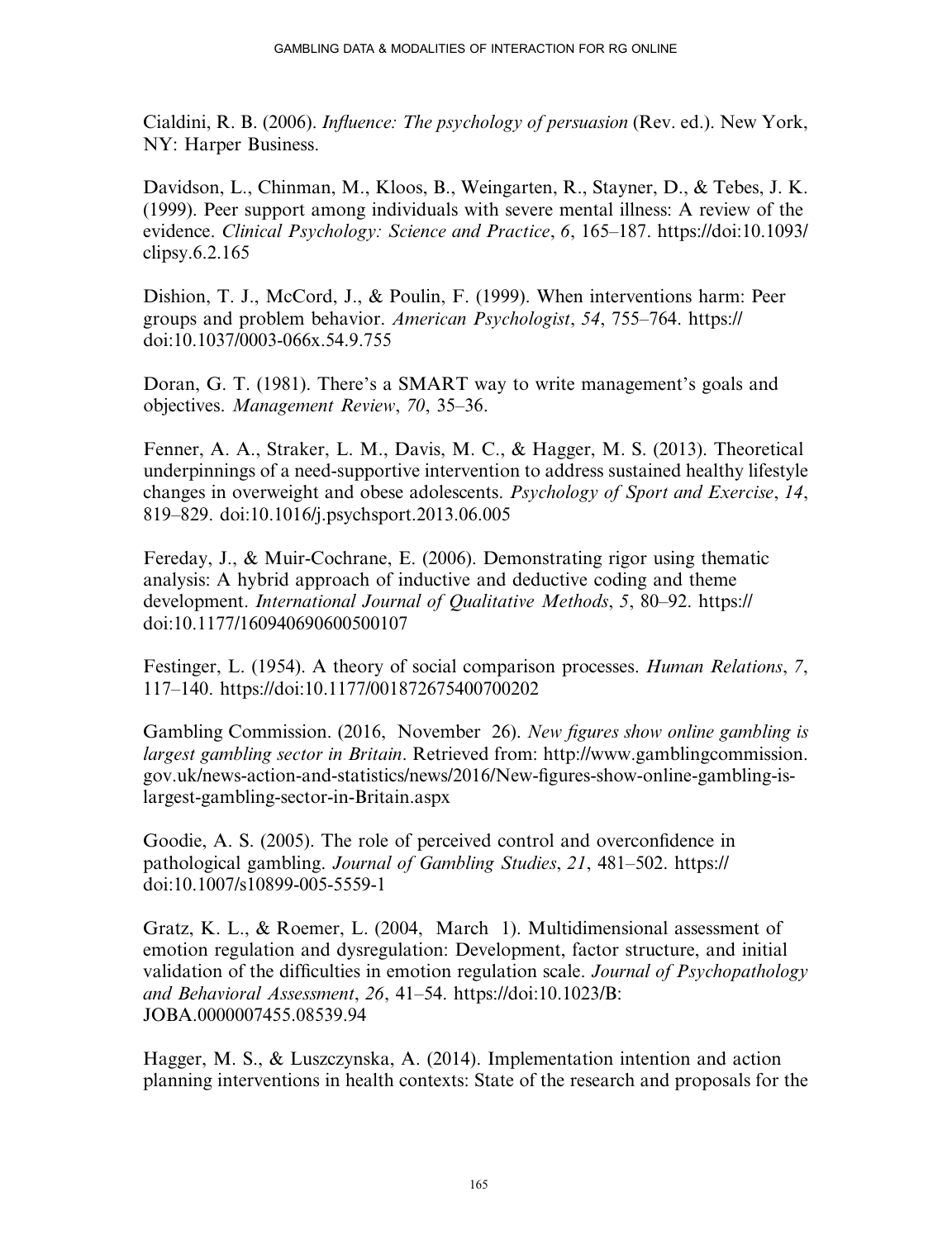Cialdini, R. B. (2006). *Influence: The psychology of persuasion* (Rev. ed.). New York, NY: Harper Business.

Davidson, L., Chinman, M., Kloos, B., Weingarten, R., Stayner, D., & Tebes, J. K. (1999). Peer support among individuals with severe mental illness: A review of the evidence. *Clinical Psychology: Science and Practice*, *6*, 165–187. https://doi:10.1093/clipsy.6.2.165

Dishion, T. J., McCord, J., & Poulin, F. (1999). When interventions harm: Peer groups and problem behavior. *American Psychologist*, *54*, 755–764. https://doi:10.1037/0003-066x.54.9.755

Doran, G. T. (1981). There's a SMART way to write management's goals and objectives. *Management Review*, *70*, 35–36.

Fenner, A. A., Straker, L. M., Davis, M. C., & Hagger, M. S. (2013). Theoretical underpinnings of a need-supportive intervention to address sustained healthy lifestyle changes in overweight and obese adolescents. *Psychology of Sport and Exercise*, *14*, 819–829. doi:10.1016/j.psychsport.2013.06.005

Fereday, J., & Muir-Cochrane, E. (2006). Demonstrating rigor using thematic analysis: A hybrid approach of inductive and deductive coding and theme development. *International Journal of Qualitative Methods*, *5*, 80–92. https://doi:10.1177/160940690600500107

Festinger, L. (1954). A theory of social comparison processes. *Human Relations*, *7*, 117–140. https://doi:10.1177/001872675400700202

Gambling Commission. (2016, November 26). *New figures show online gambling is largest gambling sector in Britain*. Retrieved from: http://www.gamblingcommission.gov.uk/news-action-and-statistics/news/2016/New-figures-show-online-gambling-is-largest-gambling-sector-in-Britain.aspx

Goodie, A. S. (2005). The role of perceived control and overconfidence in pathological gambling. *Journal of Gambling Studies*, *21*, 481–502. https://doi:10.1007/s10899-005-5559-1

Gratz, K. L., & Roemer, L. (2004, March 1). Multidimensional assessment of emotion regulation and dysregulation: Development, factor structure, and initial validation of the difficulties in emotion regulation scale. *Journal of Psychopathology and Behavioral Assessment*, *26*, 41–54. https://doi:10.1023/B:JOBA.0000007455.08539.94

Hagger, M. S., & Luszczynska, A. (2014). Implementation intention and action planning interventions in health contexts: State of the research and proposals for the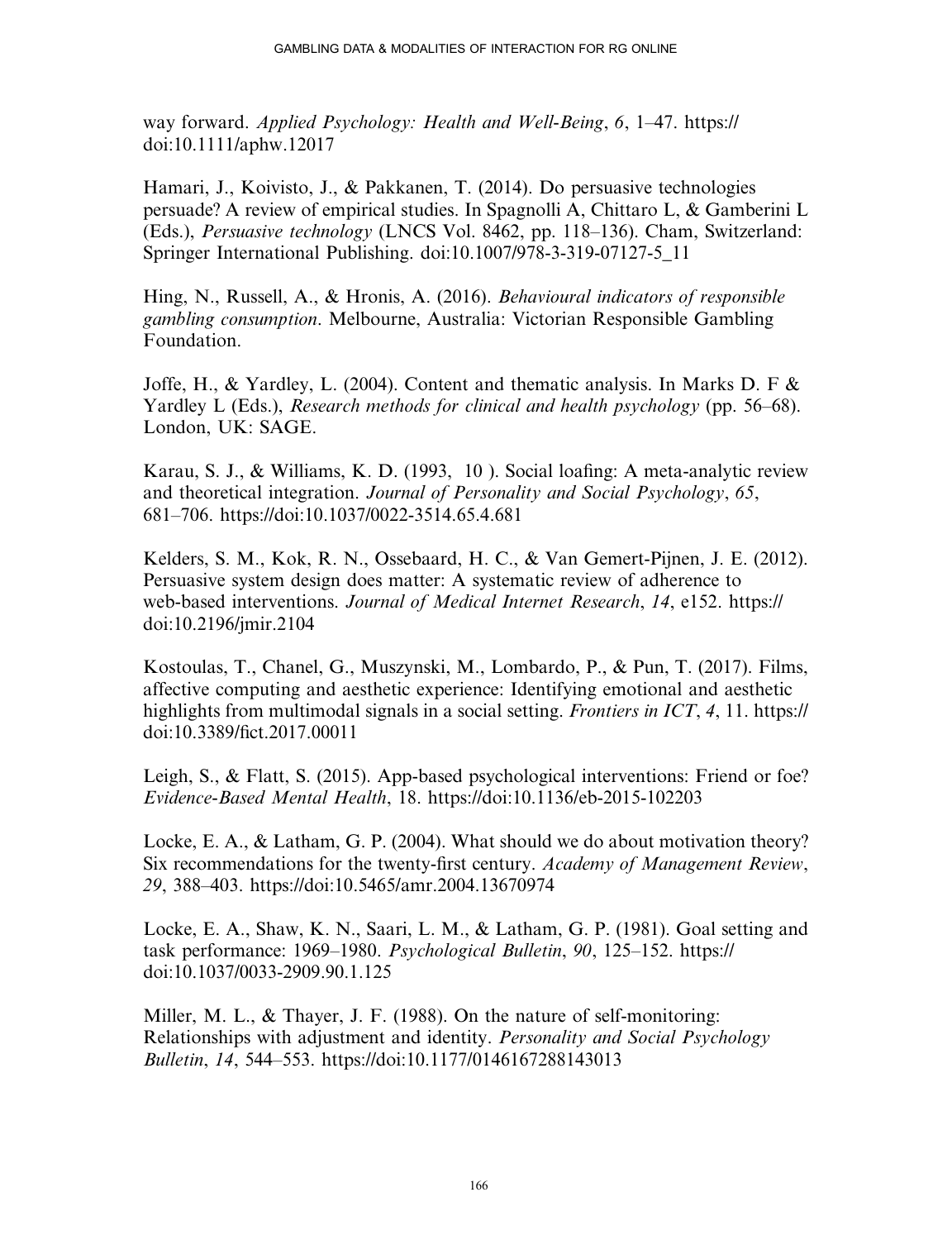way forward. *Applied Psychology: Health and Well-Being*, *6*, 1–47. https://doi:10.1111/aphw.12017

Hamari, J., Koivisto, J., & Pakkanen, T. (2014). Do persuasive technologies persuade? A review of empirical studies. In Spagnolli A, Chittaro L, & Gamberini L (Eds.), *Persuasive technology* (LNCS Vol. 8462, pp. 118–136). Cham, Switzerland: Springer International Publishing. doi:10.1007/978-3-319-07127-5_11

Hing, N., Russell, A., & Hronis, A. (2016). *Behavioural indicators of responsible gambling consumption*. Melbourne, Australia: Victorian Responsible Gambling Foundation.

Joffe, H., & Yardley, L. (2004). Content and thematic analysis. In Marks D. F & Yardley L (Eds.), *Research methods for clinical and health psychology* (pp. 56–68). London, UK: SAGE.

Karau, S. J., & Williams, K. D. (1993, 10 ). Social loafing: A meta-analytic review and theoretical integration. *Journal of Personality and Social Psychology*, *65*, 681–706. https://doi:10.1037/0022-3514.65.4.681

Kelders, S. M., Kok, R. N., Ossebaard, H. C., & Van Gemert-Pijnen, J. E. (2012). Persuasive system design does matter: A systematic review of adherence to web-based interventions. *Journal of Medical Internet Research*, *14*, e152. https://doi:10.2196/jmir.2104

Kostoulas, T., Chanel, G., Muszynski, M., Lombardo, P., & Pun, T. (2017). Films, affective computing and aesthetic experience: Identifying emotional and aesthetic highlights from multimodal signals in a social setting. *Frontiers in ICT*, *4*, 11. https://doi:10.3389/fict.2017.00011

Leigh, S., & Flatt, S. (2015). App-based psychological interventions: Friend or foe? *Evidence-Based Mental Health*, 18. https://doi:10.1136/eb-2015-102203

Locke, E. A., & Latham, G. P. (2004). What should we do about motivation theory? Six recommendations for the twenty-first century. *Academy of Management Review*, *29*, 388–403. https://doi:10.5465/amr.2004.13670974

Locke, E. A., Shaw, K. N., Saari, L. M., & Latham, G. P. (1981). Goal setting and task performance: 1969–1980. *Psychological Bulletin*, *90*, 125–152. https://doi:10.1037/0033-2909.90.1.125

Miller, M. L., & Thayer, J. F. (1988). On the nature of self-monitoring: Relationships with adjustment and identity. *Personality and Social Psychology Bulletin*, *14*, 544–553. https://doi:10.1177/0146167288143013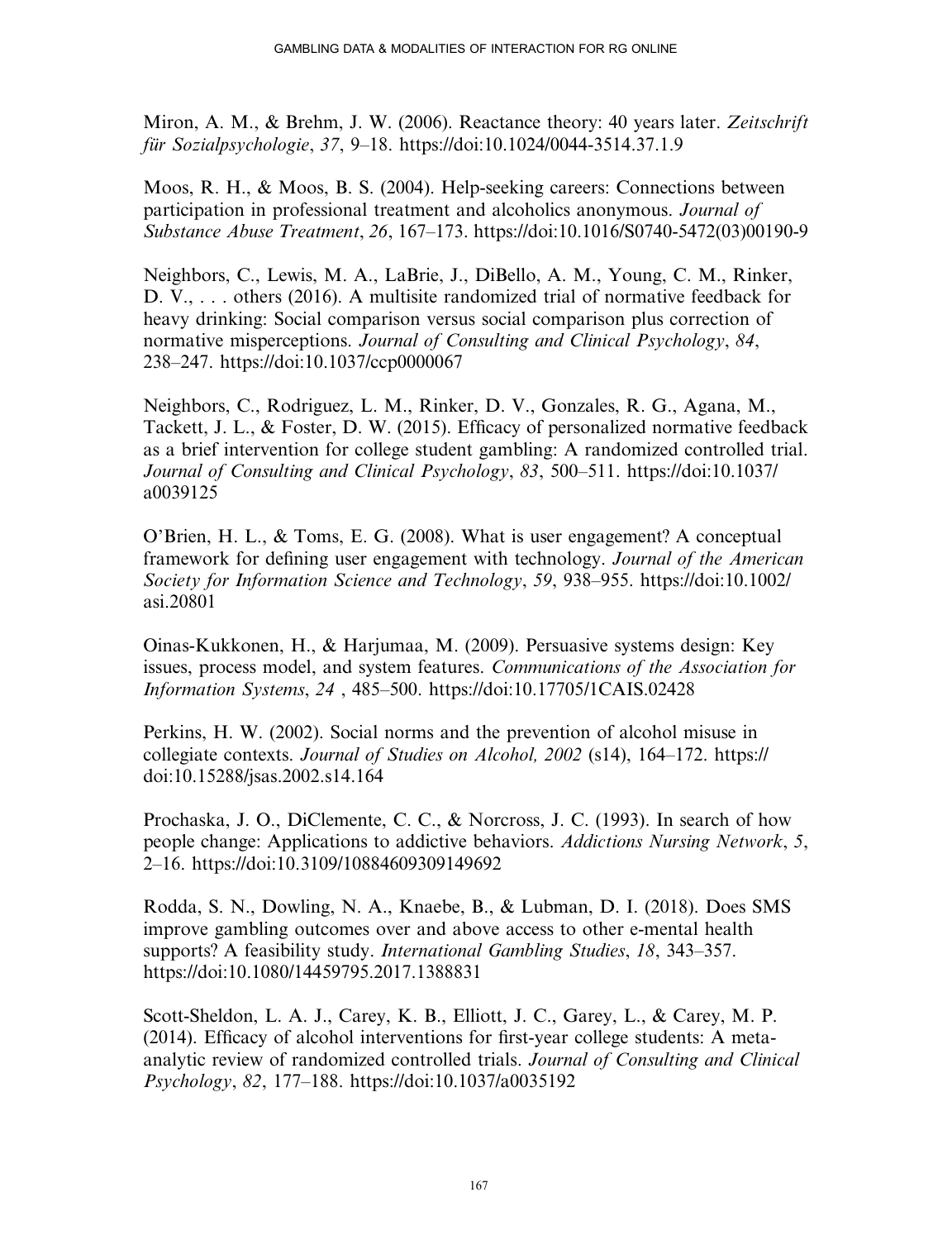Miron, A. M., & Brehm, J. W. (2006). Reactance theory: 40 years later. *Zeitschrift für Sozialpsychologie*, *37*, 9–18. https://doi:10.1024/0044-3514.37.1.9

Moos, R. H., & Moos, B. S. (2004). Help-seeking careers: Connections between participation in professional treatment and alcoholics anonymous. *Journal of Substance Abuse Treatment*, *26*, 167–173. https://doi:10.1016/S0740-5472(03)00190-9

Neighbors, C., Lewis, M. A., LaBrie, J., DiBello, A. M., Young, C. M., Rinker, D. V., . . . others (2016). A multisite randomized trial of normative feedback for heavy drinking: Social comparison versus social comparison plus correction of normative misperceptions. *Journal of Consulting and Clinical Psychology*, *84*, 238–247. https://doi:10.1037/ccp0000067

Neighbors, C., Rodriguez, L. M., Rinker, D. V., Gonzales, R. G., Agana, M., Tackett, J. L., & Foster, D. W. (2015). Efficacy of personalized normative feedback as a brief intervention for college student gambling: A randomized controlled trial. *Journal of Consulting and Clinical Psychology*, *83*, 500–511. https://doi:10.1037/a0039125

O'Brien, H. L., & Toms, E. G. (2008). What is user engagement? A conceptual framework for defining user engagement with technology. *Journal of the American Society for Information Science and Technology*, *59*, 938–955. https://doi:10.1002/asi.20801

Oinas-Kukkonen, H., & Harjumaa, M. (2009). Persuasive systems design: Key issues, process model, and system features. *Communications of the Association for Information Systems*, *24* , 485–500. https://doi:10.17705/1CAIS.02428

Perkins, H. W. (2002). Social norms and the prevention of alcohol misuse in collegiate contexts. *Journal of Studies on Alcohol, 2002* (s14), 164–172. https://doi:10.15288/jsas.2002.s14.164

Prochaska, J. O., DiClemente, C. C., & Norcross, J. C. (1993). In search of how people change: Applications to addictive behaviors. *Addictions Nursing Network*, *5*, 2–16. https://doi:10.3109/10884609309149692

Rodda, S. N., Dowling, N. A., Knaebe, B., & Lubman, D. I. (2018). Does SMS improve gambling outcomes over and above access to other e-mental health supports? A feasibility study. *International Gambling Studies*, *18*, 343–357. https://doi:10.1080/14459795.2017.1388831

Scott-Sheldon, L. A. J., Carey, K. B., Elliott, J. C., Garey, L., & Carey, M. P. (2014). Efficacy of alcohol interventions for first-year college students: A meta-analytic review of randomized controlled trials. *Journal of Consulting and Clinical Psychology*, *82*, 177–188. https://doi:10.1037/a0035192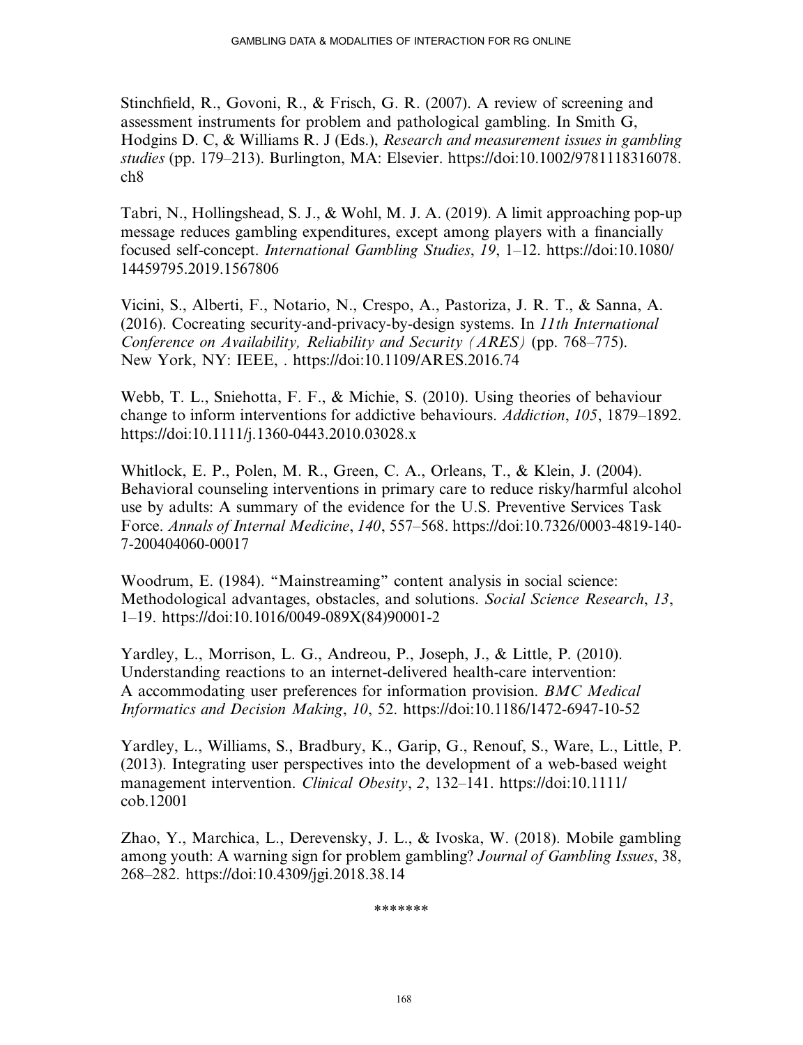Stinchfield, R., Govoni, R., & Frisch, G. R. (2007). A review of screening and assessment instruments for problem and pathological gambling. In Smith G, Hodgins D. C, & Williams R. J (Eds.), *Research and measurement issues in gambling studies* (pp. 179–213). Burlington, MA: Elsevier. https://doi:10.1002/9781118316078.ch8

Tabri, N., Hollingshead, S. J., & Wohl, M. J. A. (2019). A limit approaching pop-up message reduces gambling expenditures, except among players with a financially focused self-concept. *International Gambling Studies*, *19*, 1–12. https://doi:10.1080/14459795.2019.1567806

Vicini, S., Alberti, F., Notario, N., Crespo, A., Pastoriza, J. R. T., & Sanna, A. (2016). Cocreating security-and-privacy-by-design systems. In *11th International Conference on Availability, Reliability and Security (ARES)* (pp. 768–775). New York, NY: IEEE, . https://doi:10.1109/ARES.2016.74

Webb, T. L., Sniehotta, F. F., & Michie, S. (2010). Using theories of behaviour change to inform interventions for addictive behaviours. *Addiction*, *105*, 1879–1892. https://doi:10.1111/j.1360-0443.2010.03028.x

Whitlock, E. P., Polen, M. R., Green, C. A., Orleans, T., & Klein, J. (2004). Behavioral counseling interventions in primary care to reduce risky/harmful alcohol use by adults: A summary of the evidence for the U.S. Preventive Services Task Force. *Annals of Internal Medicine*, *140*, 557–568. https://doi:10.7326/0003-4819-140-7-200404060-00017

Woodrum, E. (1984). "Mainstreaming" content analysis in social science: Methodological advantages, obstacles, and solutions. *Social Science Research*, *13*, 1–19. https://doi:10.1016/0049-089X(84)90001-2

Yardley, L., Morrison, L. G., Andreou, P., Joseph, J., & Little, P. (2010). Understanding reactions to an internet-delivered health-care intervention: A accommodating user preferences for information provision. *BMC Medical Informatics and Decision Making*, *10*, 52. https://doi:10.1186/1472-6947-10-52

Yardley, L., Williams, S., Bradbury, K., Garip, G., Renouf, S., Ware, L., Little, P. (2013). Integrating user perspectives into the development of a web-based weight management intervention. *Clinical Obesity*, *2*, 132–141. https://doi:10.1111/cob.12001

Zhao, Y., Marchica, L., Derevensky, J. L., & Ivoska, W. (2018). Mobile gambling among youth: A warning sign for problem gambling? *Journal of Gambling Issues*, 38, 268–282. https://doi:10.4309/jgi.2018.38.14

*******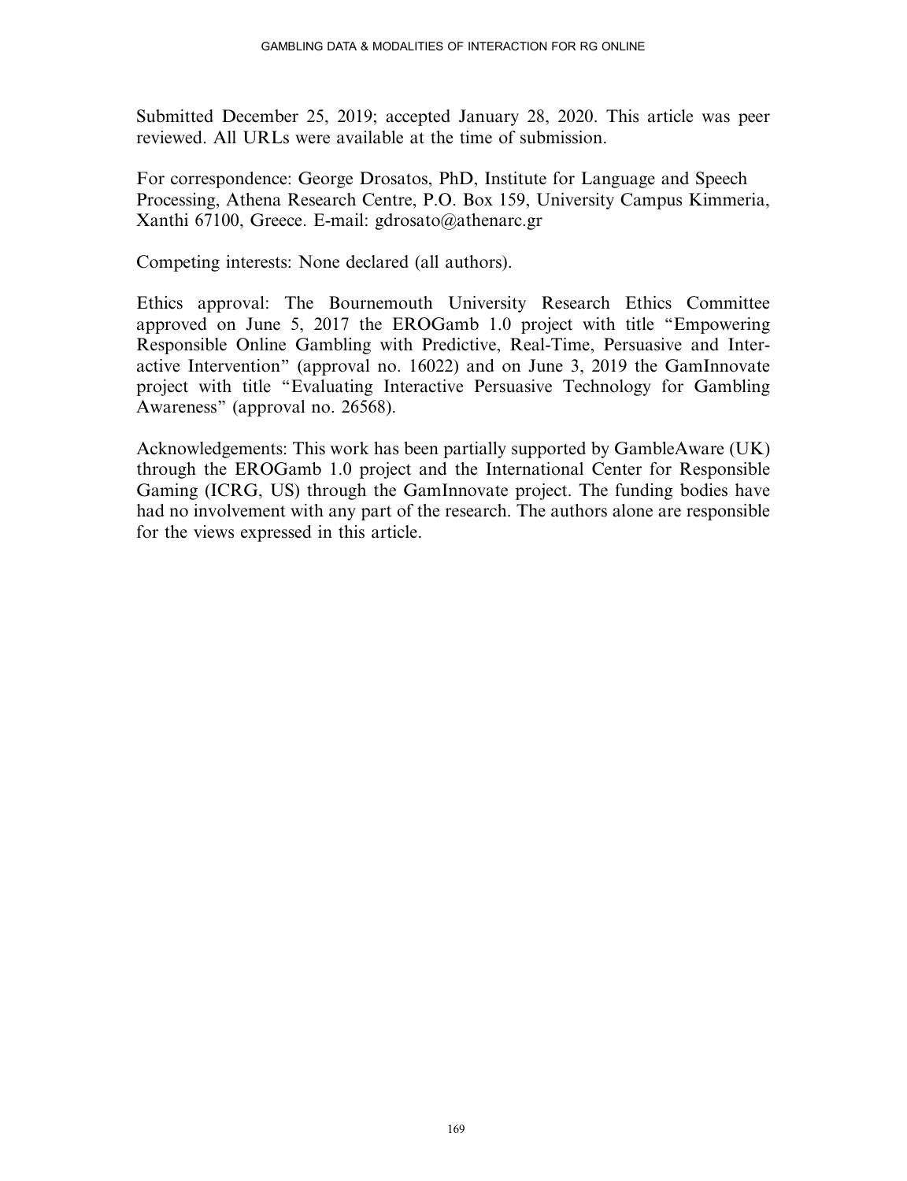Submitted December 25, 2019; accepted January 28, 2020. This article was peer reviewed. All URLs were available at the time of submission.

For correspondence: George Drosatos, PhD, Institute for Language and Speech Processing, Athena Research Centre, P.O. Box 159, University Campus Kimmeria, Xanthi 67100, Greece. E-mail: gdrosato@athenarc.gr

Competing interests: None declared (all authors).

Ethics approval: The Bournemouth University Research Ethics Committee approved on June 5, 2017 the EROGamb 1.0 project with title "Empowering Responsible Online Gambling with Predictive, Real-Time, Persuasive and Interactive Intervention" (approval no. 16022) and on June 3, 2019 the GamInnovate project with title "Evaluating Interactive Persuasive Technology for Gambling Awareness" (approval no. 26568).

Acknowledgements: This work has been partially supported by GambleAware (UK) through the EROGamb 1.0 project and the International Center for Responsible Gaming (ICRG, US) through the GamInnovate project. The funding bodies have had no involvement with any part of the research. The authors alone are responsible for the views expressed in this article.